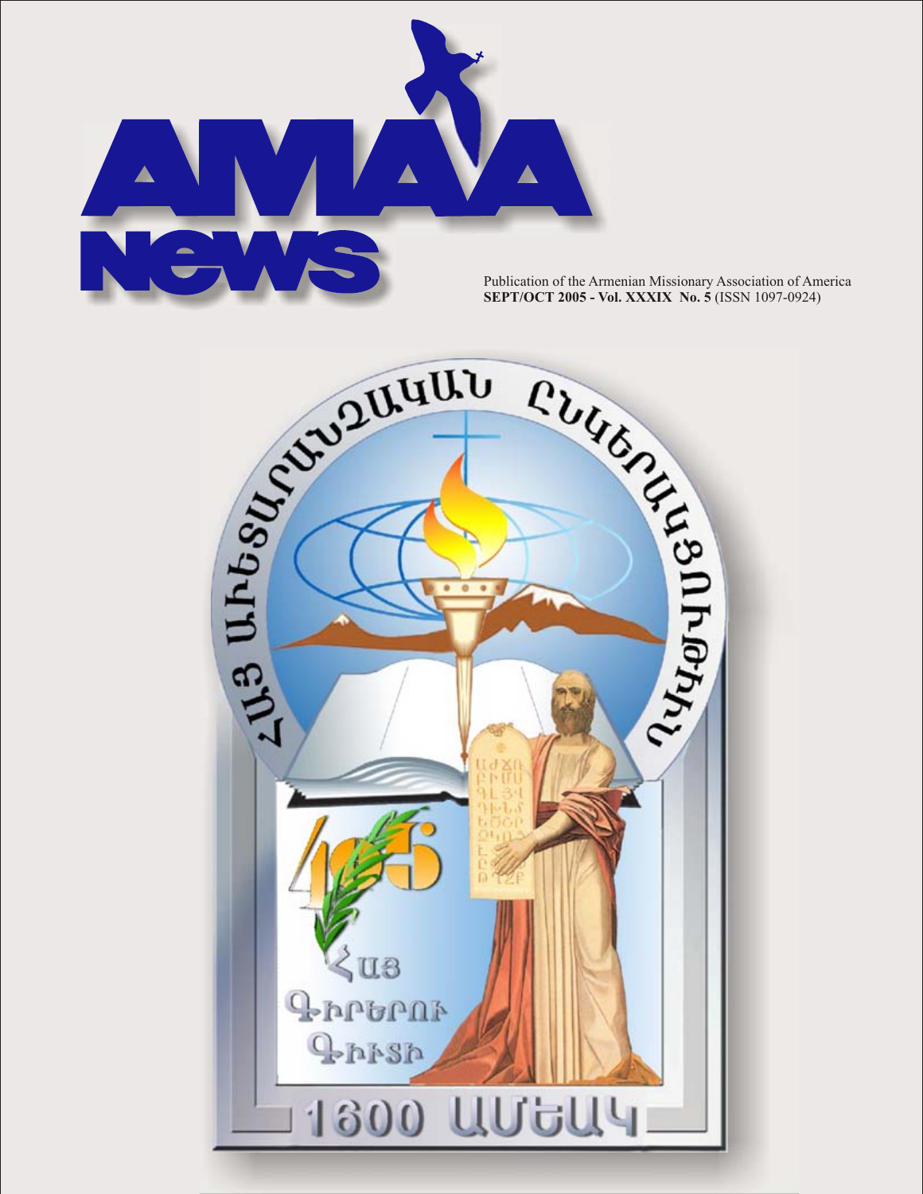# AMAA news

Publication of the Armenian Missionary Association of America
**SEPT/OCT 2005 - Vol. XXXIX No. 5** (ISSN 1097-0924)

ՀԱՅ ԱՒԵՏԱՐԱՆՉԱԿԱՆ ԸՆԿԵՐԱԿՑՈՒԹԻՒՆ

Հայ Գիրերու Գիւտի

1600 ԱՄԵԱԿ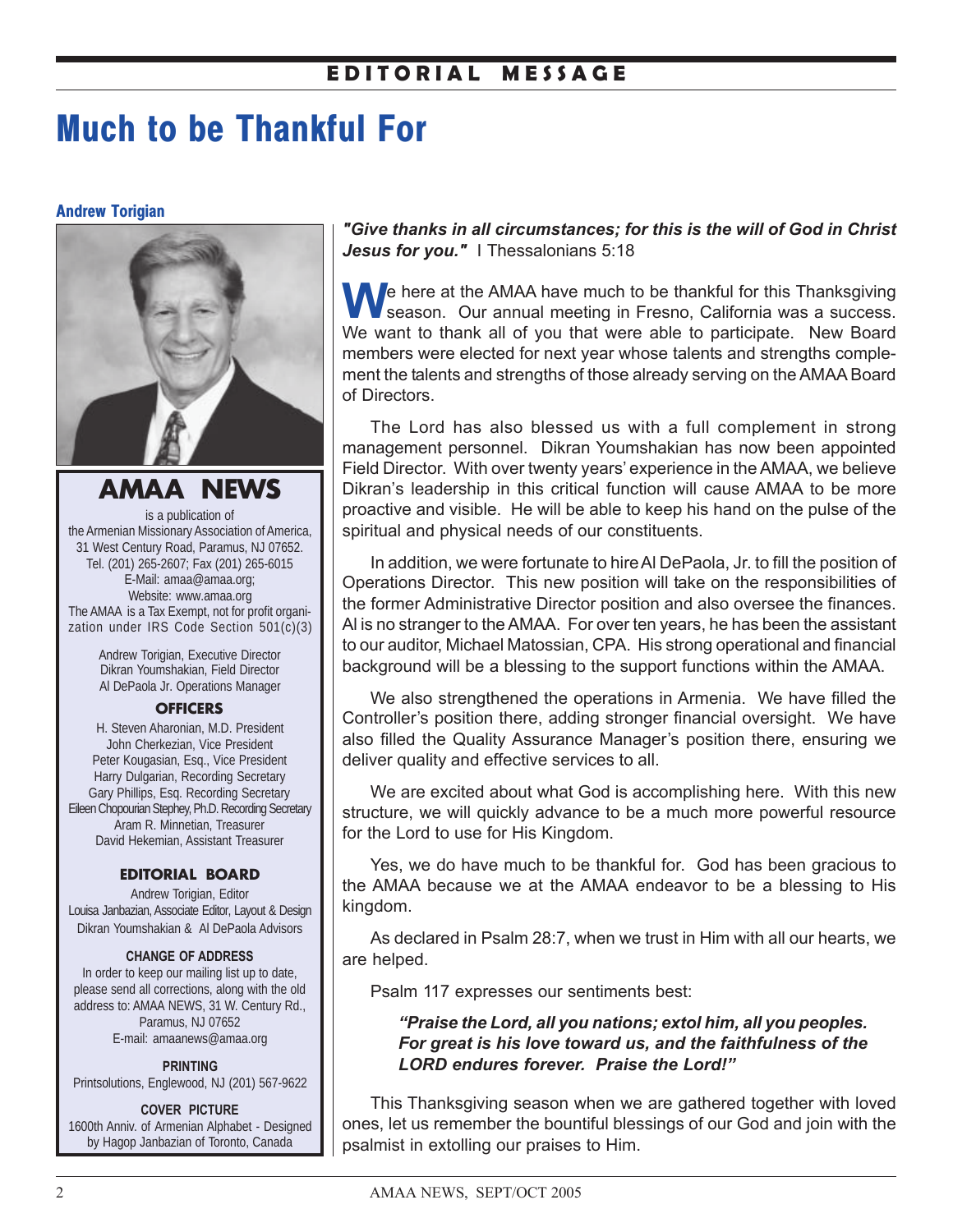EDITORIAL MESSAGE

# Much to be Thankful For

**Andrew Torigian**

***"Give thanks in all circumstances; for this is the will of God in Christ Jesus for you."*** I Thessalonians 5:18

We here at the AMAA have much to be thankful for this Thanksgiving season. Our annual meeting in Fresno, California was a success. We want to thank all of you that were able to participate. New Board members were elected for next year whose talents and strengths complement the talents and strengths of those already serving on the AMAA Board of Directors.

The Lord has also blessed us with a full complement in strong management personnel. Dikran Youmshakian has now been appointed Field Director. With over twenty years' experience in the AMAA, we believe Dikran's leadership in this critical function will cause AMAA to be more proactive and visible. He will be able to keep his hand on the pulse of the spiritual and physical needs of our constituents.

In addition, we were fortunate to hire Al DePaola, Jr. to fill the position of Operations Director. This new position will take on the responsibilities of the former Administrative Director position and also oversee the finances. Al is no stranger to the AMAA. For over ten years, he has been the assistant to our auditor, Michael Matossian, CPA. His strong operational and financial background will be a blessing to the support functions within the AMAA.

We also strengthened the operations in Armenia. We have filled the Controller's position there, adding stronger financial oversight. We have also filled the Quality Assurance Manager's position there, ensuring we deliver quality and effective services to all.

We are excited about what God is accomplishing here. With this new structure, we will quickly advance to be a much more powerful resource for the Lord to use for His Kingdom.

Yes, we do have much to be thankful for. God has been gracious to the AMAA because we at the AMAA endeavor to be a blessing to His kingdom.

As declared in Psalm 28:7, when we trust in Him with all our hearts, we are helped.

Psalm 117 expresses our sentiments best:

> ***"Praise the Lord, all you nations; extol him, all you peoples. For great is his love toward us, and the faithfulness of the LORD endures forever. Praise the Lord!"***

This Thanksgiving season when we are gathered together with loved ones, let us remember the bountiful blessings of our God and join with the psalmist in extolling our praises to Him.

---

## AMAA NEWS

is a publication of
the Armenian Missionary Association of America,
31 West Century Road, Paramus, NJ 07652.
Tel. (201) 265-2607; Fax (201) 265-6015
E-Mail: amaa@amaa.org;
Website: www.amaa.org
The AMAA is a Tax Exempt, not for profit organization under IRS Code Section 501(c)(3)

Andrew Torigian, Executive Director
Dikran Youmshakian, Field Director
Al DePaola Jr. Operations Manager

**OFFICERS**

H. Steven Aharonian, M.D. President
John Cherkezian, Vice President
Peter Kougasian, Esq., Vice President
Harry Dulgarian, Recording Secretary
Gary Phillips, Esq. Recording Secretary
Eileen Chopourian Stephey, Ph.D. Recording Secretary
Aram R. Minnetian, Treasurer
David Hekemian, Assistant Treasurer

**EDITORIAL BOARD**

Andrew Torigian, Editor
Louisa Janbazian, Associate Editor, Layout & Design
Dikran Youmshakian & Al DePaola Advisors

**CHANGE OF ADDRESS**

In order to keep our mailing list up to date, please send all corrections, along with the old address to: AMAA NEWS, 31 W. Century Rd., Paramus, NJ 07652
E-mail: amaanews@amaa.org

**PRINTING**

Printsolutions, Englewood, NJ (201) 567-9622

**COVER PICTURE**

1600th Anniv. of Armenian Alphabet - Designed by Hagop Janbazian of Toronto, Canada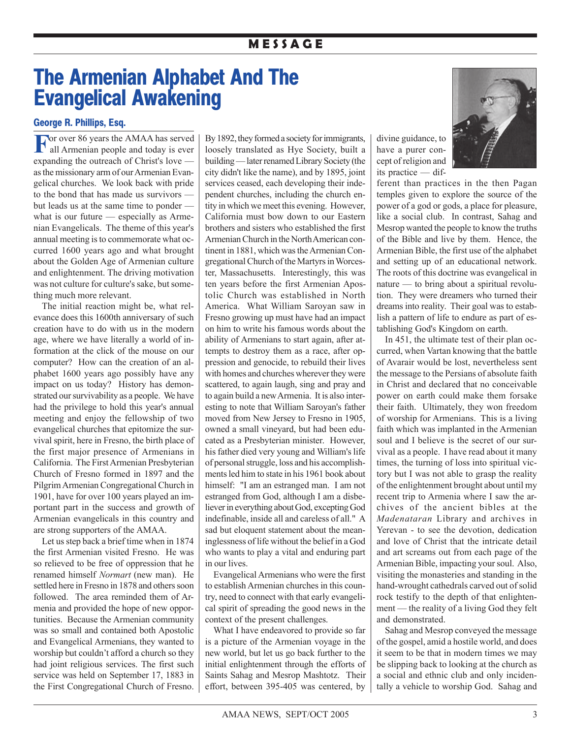MESSAGE

# The Armenian Alphabet And The Evangelical Awakening

### George R. Phillips, Esq.

For over 86 years the AMAA has served all Armenian people and today is ever expanding the outreach of Christ's love — as the missionary arm of our Armenian Evangelical churches. We look back with pride to the bond that has made us survivors — but leads us at the same time to ponder — what is our future — especially as Armenian Evangelicals. The theme of this year's annual meeting is to commemorate what occurred 1600 years ago and what brought about the Golden Age of Armenian culture and enlightenment. The driving motivation was not culture for culture's sake, but something much more relevant.

The initial reaction might be, what relevance does this 1600th anniversary of such creation have to do with us in the modern age, where we have literally a world of information at the click of the mouse on our computer? How can the creation of an alphabet 1600 years ago possibly have any impact on us today? History has demonstrated our survivability as a people. We have had the privilege to hold this year's annual meeting and enjoy the fellowship of two evangelical churches that epitomize the survival spirit, here in Fresno, the birth place of the first major presence of Armenians in California. The First Armenian Presbyterian Church of Fresno formed in 1897 and the Pilgrim Armenian Congregational Church in 1901, have for over 100 years played an important part in the success and growth of Armenian evangelicals in this country and are strong supporters of the AMAA.

Let us step back a brief time when in 1874 the first Armenian visited Fresno. He was so relieved to be free of oppression that he renamed himself *Normart* (new man). He settled here in Fresno in 1878 and others soon followed. The area reminded them of Armenia and provided the hope of new opportunities. Because the Armenian community was so small and contained both Apostolic and Evangelical Armenians, they wanted to worship but couldn't afford a church so they had joint religious services. The first such service was held on September 17, 1883 in the First Congregational Church of Fresno. By 1892, they formed a society for immigrants, loosely translated as Hye Society, built a building — later renamed Library Society (the city didn't like the name), and by 1895, joint services ceased, each developing their independent churches, including the church entity in which we meet this evening. However, California must bow down to our Eastern brothers and sisters who established the first Armenian Church in the North American continent in 1881, which was the Armenian Congregational Church of the Martyrs in Worcester, Massachusetts. Interestingly, this was ten years before the first Armenian Apostolic Church was established in North America. What William Saroyan saw in Fresno growing up must have had an impact on him to write his famous words about the ability of Armenians to start again, after attempts to destroy them as a race, after oppression and genocide, to rebuild their lives with homes and churches wherever they were scattered, to again laugh, sing and pray and to again build a new Armenia. It is also interesting to note that William Saroyan's father moved from New Jersey to Fresno in 1905, owned a small vineyard, but had been educated as a Presbyterian minister. However, his father died very young and William's life of personal struggle, loss and his accomplishments led him to state in his 1961 book about himself: "I am an estranged man. I am not estranged from God, although I am a disbeliever in everything about God, excepting God indefinable, inside all and careless of all." A sad but eloquent statement about the meaninglessness of life without the belief in a God who wants to play a vital and enduring part in our lives.

Evangelical Armenians who were the first to establish Armenian churches in this country, need to connect with that early evangelical spirit of spreading the good news in the context of the present challenges.

What I have endeavored to provide so far is a picture of the Armenian voyage in the new world, but let us go back further to the initial enlightenment through the efforts of Saints Sahag and Mesrop Mashtotz. Their effort, between 395-405 was centered, by divine guidance, to have a purer concept of religion and its practice — different than practices in the then Pagan temples given to explore the source of the power of a god or gods, a place for pleasure, like a social club. In contrast, Sahag and Mesrop wanted the people to know the truths of the Bible and live by them. Hence, the Armenian Bible, the first use of the alphabet and setting up of an educational network. The roots of this doctrine was evangelical in nature — to bring about a spiritual revolution. They were dreamers who turned their dreams into reality. Their goal was to establish a pattern of life to endure as part of establishing God's Kingdom on earth.

In 451, the ultimate test of their plan occurred, when Vartan knowing that the battle of Avarair would be lost, nevertheless sent the message to the Persians of absolute faith in Christ and declared that no conceivable power on earth could make them forsake their faith. Ultimately, they won freedom of worship for Armenians. This is a living faith which was implanted in the Armenian soul and I believe is the secret of our survival as a people. I have read about it many times, the turning of loss into spiritual victory but I was not able to grasp the reality of the enlightenment brought about until my recent trip to Armenia where I saw the archives of the ancient bibles at the *Madenataran* Library and archives in Yerevan - to see the devotion, dedication and love of Christ that the intricate detail and art screams out from each page of the Armenian Bible, impacting your soul. Also, visiting the monasteries and standing in the hand-wrought cathedrals carved out of solid rock testify to the depth of that enlightenment — the reality of a living God they felt and demonstrated.

Sahag and Mesrop conveyed the message of the gospel, amid a hostile world, and does it seem to be that in modern times we may be slipping back to looking at the church as a social and ethnic club and only incidentally a vehicle to worship God. Sahag and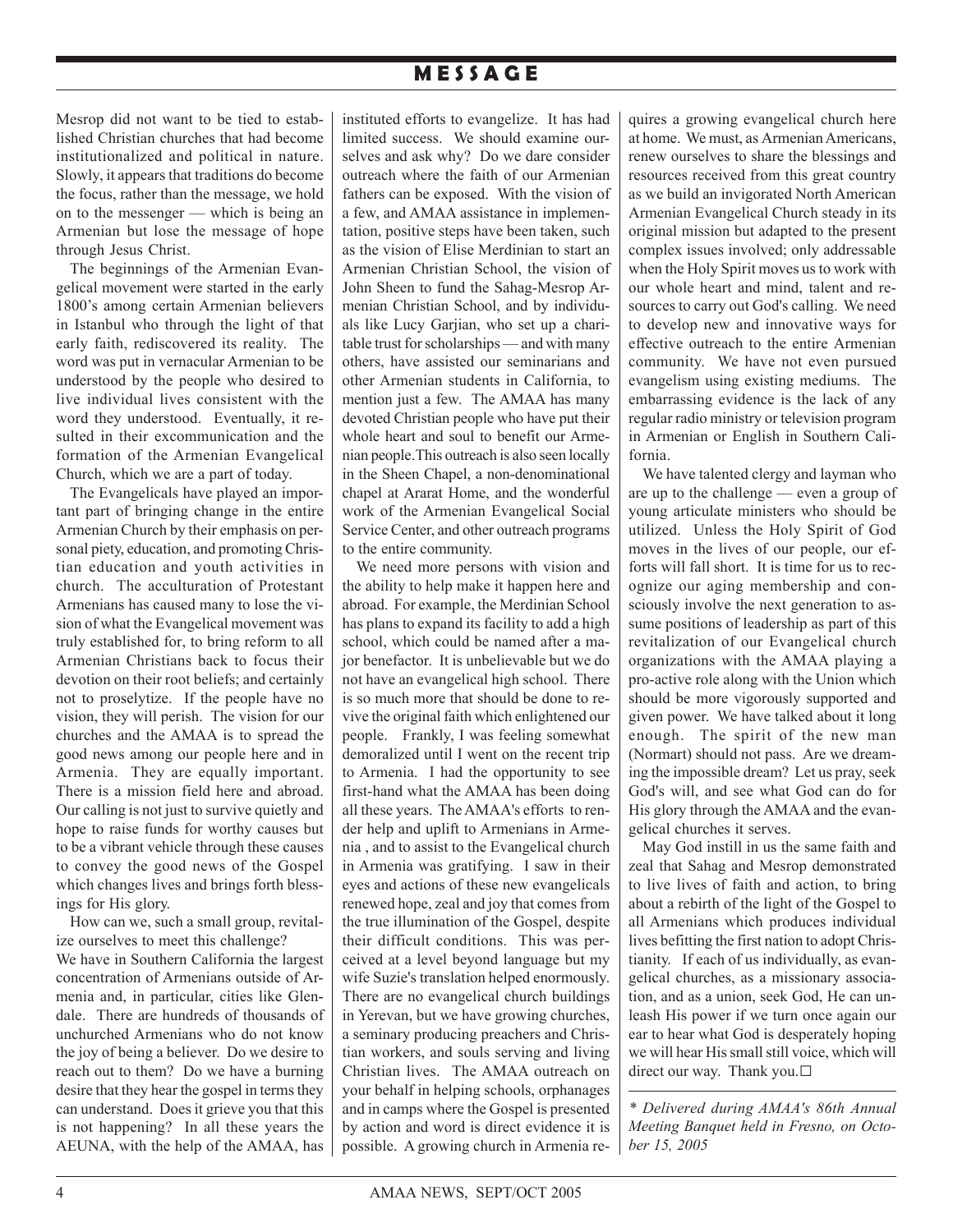Mesrop did not want to be tied to established Christian churches that had become institutionalized and political in nature. Slowly, it appears that traditions do become the focus, rather than the message, we hold on to the messenger — which is being an Armenian but lose the message of hope through Jesus Christ.

The beginnings of the Armenian Evangelical movement were started in the early 1800's among certain Armenian believers in Istanbul who through the light of that early faith, rediscovered its reality. The word was put in vernacular Armenian to be understood by the people who desired to live individual lives consistent with the word they understood. Eventually, it resulted in their excommunication and the formation of the Armenian Evangelical Church, which we are a part of today.

The Evangelicals have played an important part of bringing change in the entire Armenian Church by their emphasis on personal piety, education, and promoting Christian education and youth activities in church. The acculturation of Protestant Armenians has caused many to lose the vision of what the Evangelical movement was truly established for, to bring reform to all Armenian Christians back to focus their devotion on their root beliefs; and certainly not to proselytize. If the people have no vision, they will perish. The vision for our churches and the AMAA is to spread the good news among our people here and in Armenia. They are equally important. There is a mission field here and abroad. Our calling is not just to survive quietly and hope to raise funds for worthy causes but to be a vibrant vehicle through these causes to convey the good news of the Gospel which changes lives and brings forth blessings for His glory.

How can we, such a small group, revitalize ourselves to meet this challenge?

We have in Southern California the largest concentration of Armenians outside of Armenia and, in particular, cities like Glendale. There are hundreds of thousands of unchurched Armenians who do not know the joy of being a believer. Do we desire to reach out to them? Do we have a burning desire that they hear the gospel in terms they can understand. Does it grieve you that this is not happening? In all these years the AEUNA, with the help of the AMAA, has instituted efforts to evangelize. It has had limited success. We should examine ourselves and ask why? Do we dare consider outreach where the faith of our Armenian fathers can be exposed. With the vision of a few, and AMAA assistance in implementation, positive steps have been taken, such as the vision of Elise Merdinian to start an Armenian Christian School, the vision of John Sheen to fund the Sahag-Mesrop Armenian Christian School, and by individuals like Lucy Garjian, who set up a charitable trust for scholarships — and with many others, have assisted our seminarians and other Armenian students in California, to mention just a few. The AMAA has many devoted Christian people who have put their whole heart and soul to benefit our Armenian people.This outreach is also seen locally in the Sheen Chapel, a non-denominational chapel at Ararat Home, and the wonderful work of the Armenian Evangelical Social Service Center, and other outreach programs to the entire community.

We need more persons with vision and the ability to help make it happen here and abroad. For example, the Merdinian School has plans to expand its facility to add a high school, which could be named after a major benefactor. It is unbelievable but we do not have an evangelical high school. There is so much more that should be done to revive the original faith which enlightened our people. Frankly, I was feeling somewhat demoralized until I went on the recent trip to Armenia. I had the opportunity to see first-hand what the AMAA has been doing all these years. The AMAA's efforts to render help and uplift to Armenians in Armenia , and to assist to the Evangelical church in Armenia was gratifying. I saw in their eyes and actions of these new evangelicals renewed hope, zeal and joy that comes from the true illumination of the Gospel, despite their difficult conditions. This was perceived at a level beyond language but my wife Suzie's translation helped enormously. There are no evangelical church buildings in Yerevan, but we have growing churches, a seminary producing preachers and Christian workers, and souls serving and living Christian lives. The AMAA outreach on your behalf in helping schools, orphanages and in camps where the Gospel is presented by action and word is direct evidence it is possible. A growing church in Armenia requires a growing evangelical church here at home. We must, as Armenian Americans, renew ourselves to share the blessings and resources received from this great country as we build an invigorated North American Armenian Evangelical Church steady in its original mission but adapted to the present complex issues involved; only addressable when the Holy Spirit moves us to work with our whole heart and mind, talent and resources to carry out God's calling. We need to develop new and innovative ways for effective outreach to the entire Armenian community. We have not even pursued evangelism using existing mediums. The embarrassing evidence is the lack of any regular radio ministry or television program in Armenian or English in Southern California.

We have talented clergy and layman who are up to the challenge — even a group of young articulate ministers who should be utilized. Unless the Holy Spirit of God moves in the lives of our people, our efforts will fall short. It is time for us to recognize our aging membership and consciously involve the next generation to assume positions of leadership as part of this revitalization of our Evangelical church organizations with the AMAA playing a pro-active role along with the Union which should be more vigorously supported and given power. We have talked about it long enough. The spirit of the new man (Normart) should not pass. Are we dreaming the impossible dream? Let us pray, seek God's will, and see what God can do for His glory through the AMAA and the evangelical churches it serves.

May God instill in us the same faith and zeal that Sahag and Mesrop demonstrated to live lives of faith and action, to bring about a rebirth of the light of the Gospel to all Armenians which produces individual lives befitting the first nation to adopt Christianity. If each of us individually, as evangelical churches, as a missionary association, and as a union, seek God, He can unleash His power if we turn once again our ear to hear what God is desperately hoping we will hear His small still voice, which will direct our way. Thank you.☐

*\* Delivered during AMAA's 86th Annual Meeting Banquet held in Fresno, on October 15, 2005*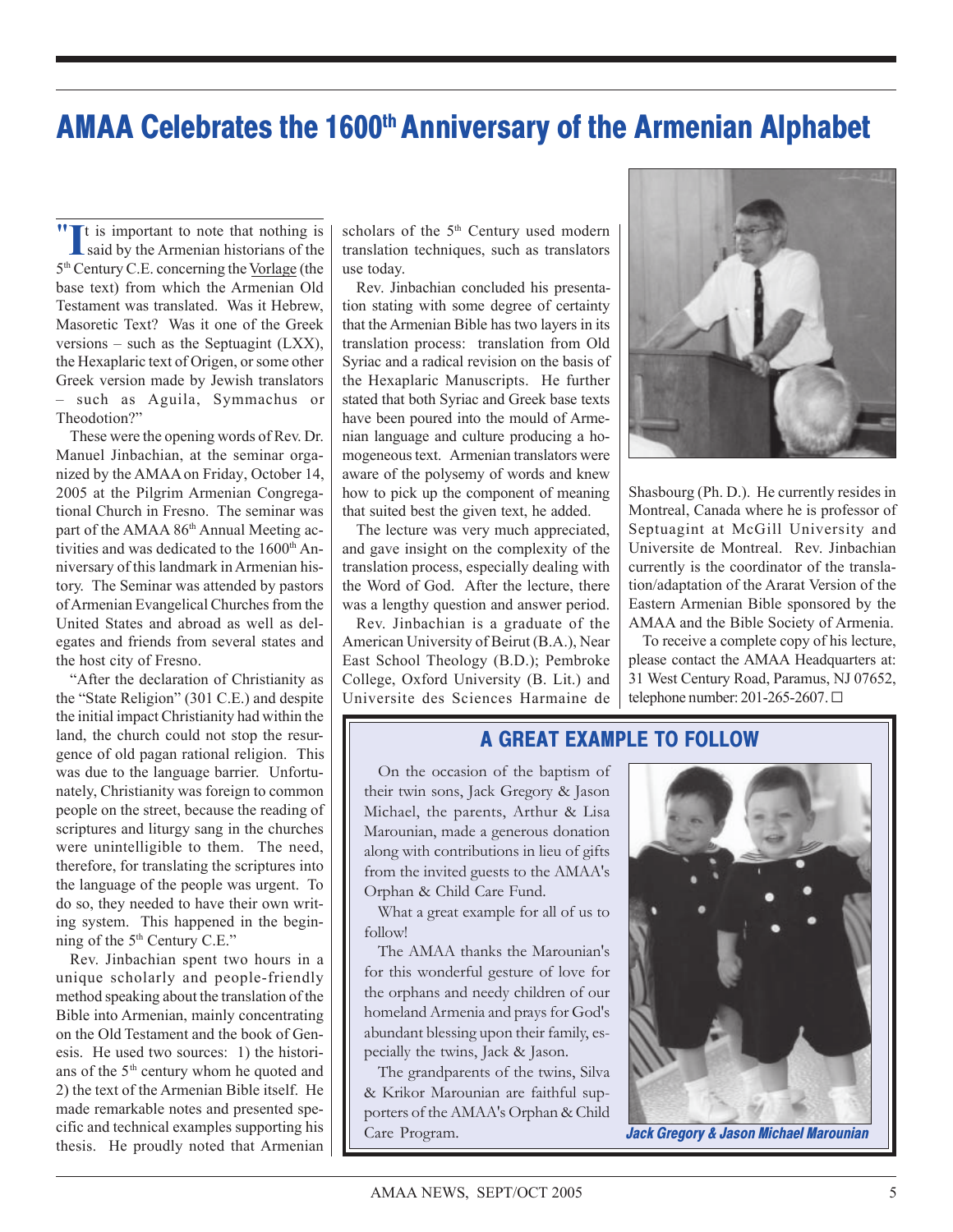# AMAA Celebrates the 1600th Anniversary of the Armenian Alphabet

"It is important to note that nothing is said by the Armenian historians of the 5th Century C.E. concerning the Vorlage (the base text) from which the Armenian Old Testament was translated. Was it Hebrew, Masoretic Text? Was it one of the Greek versions – such as the Septuagint (LXX), the Hexaplaric text of Origen, or some other Greek version made by Jewish translators – such as Aguila, Symmachus or Theodotion?"

These were the opening words of Rev. Dr. Manuel Jinbachian, at the seminar organized by the AMAA on Friday, October 14, 2005 at the Pilgrim Armenian Congregational Church in Fresno. The seminar was part of the AMAA 86th Annual Meeting activities and was dedicated to the 1600th Anniversary of this landmark in Armenian history. The Seminar was attended by pastors of Armenian Evangelical Churches from the United States and abroad as well as delegates and friends from several states and the host city of Fresno.

"After the declaration of Christianity as the "State Religion" (301 C.E.) and despite the initial impact Christianity had within the land, the church could not stop the resurgence of old pagan rational religion. This was due to the language barrier. Unfortunately, Christianity was foreign to common people on the street, because the reading of scriptures and liturgy sang in the churches were unintelligible to them. The need, therefore, for translating the scriptures into the language of the people was urgent. To do so, they needed to have their own writing system. This happened in the beginning of the 5th Century C.E."

Rev. Jinbachian spent two hours in a unique scholarly and people-friendly method speaking about the translation of the Bible into Armenian, mainly concentrating on the Old Testament and the book of Genesis. He used two sources: 1) the historians of the 5th century whom he quoted and 2) the text of the Armenian Bible itself. He made remarkable notes and presented specific and technical examples supporting his thesis. He proudly noted that Armenian scholars of the 5th Century used modern translation techniques, such as translators use today.

Rev. Jinbachian concluded his presentation stating with some degree of certainty that the Armenian Bible has two layers in its translation process: translation from Old Syriac and a radical revision on the basis of the Hexaplaric Manuscripts. He further stated that both Syriac and Greek base texts have been poured into the mould of Armenian language and culture producing a homogeneous text. Armenian translators were aware of the polysemy of words and knew how to pick up the component of meaning that suited best the given text, he added.

The lecture was very much appreciated, and gave insight on the complexity of the translation process, especially dealing with the Word of God. After the lecture, there was a lengthy question and answer period.

Rev. Jinbachian is a graduate of the American University of Beirut (B.A.), Near East School Theology (B.D.); Pembroke College, Oxford University (B. Lit.) and Universite des Sciences Harmaine de Shasbourg (Ph. D.). He currently resides in Montreal, Canada where he is professor of Septuagint at McGill University and Universite de Montreal. Rev. Jinbachian currently is the coordinator of the translation/adaptation of the Ararat Version of the Eastern Armenian Bible sponsored by the AMAA and the Bible Society of Armenia.

To receive a complete copy of his lecture, please contact the AMAA Headquarters at: 31 West Century Road, Paramus, NJ 07652, telephone number: 201-265-2607. □

## A GREAT EXAMPLE TO FOLLOW

On the occasion of the baptism of their twin sons, Jack Gregory & Jason Michael, the parents, Arthur & Lisa Marounian, made a generous donation along with contributions in lieu of gifts from the invited guests to the AMAA's Orphan & Child Care Fund.

What a great example for all of us to follow!

The AMAA thanks the Marounian's for this wonderful gesture of love for the orphans and needy children of our homeland Armenia and prays for God's abundant blessing upon their family, especially the twins, Jack & Jason.

The grandparents of the twins, Silva & Krikor Marounian are faithful supporters of the AMAA's Orphan & Child Care Program.

*Jack Gregory & Jason Michael Marounian*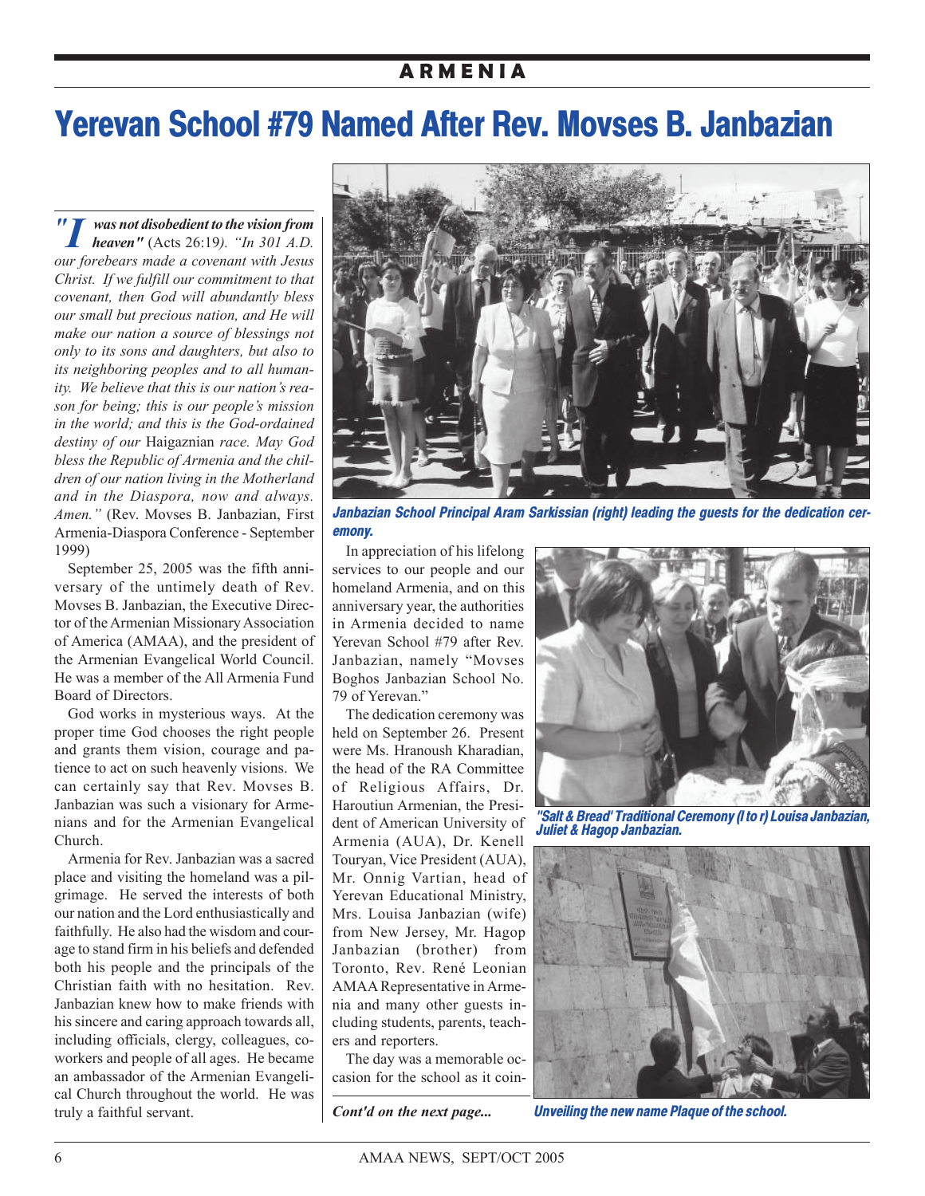# Yerevan School #79 Named After Rev. Movses B. Janbazian

***"I was not disobedient to the vision from heaven"*** (Acts 26:19). *"In 301 A.D. our forebears made a covenant with Jesus Christ. If we fulfill our commitment to that covenant, then God will abundantly bless our small but precious nation, and He will make our nation a source of blessings not only to its sons and daughters, but also to its neighboring peoples and to all humanity. We believe that this is our nation's reason for being; this is our people's mission in the world; and this is the God-ordained destiny of our* Haigaznian *race. May God bless the Republic of Armenia and the children of our nation living in the Motherland and in the Diaspora, now and always. Amen."* (Rev. Movses B. Janbazian, First Armenia-Diaspora Conference - September 1999)

September 25, 2005 was the fifth anniversary of the untimely death of Rev. Movses B. Janbazian, the Executive Director of the Armenian Missionary Association of America (AMAA), and the president of the Armenian Evangelical World Council. He was a member of the All Armenia Fund Board of Directors.

God works in mysterious ways. At the proper time God chooses the right people and grants them vision, courage and patience to act on such heavenly visions. We can certainly say that Rev. Movses B. Janbazian was such a visionary for Armenians and for the Armenian Evangelical Church.

Armenia for Rev. Janbazian was a sacred place and visiting the homeland was a pilgrimage. He served the interests of both our nation and the Lord enthusiastically and faithfully. He also had the wisdom and courage to stand firm in his beliefs and defended both his people and the principals of the Christian faith with no hesitation. Rev. Janbazian knew how to make friends with his sincere and caring approach towards all, including officials, clergy, colleagues, coworkers and people of all ages. He became an ambassador of the Armenian Evangelical Church throughout the world. He was truly a faithful servant.

***Janbazian School Principal Aram Sarkissian (right) leading the guests for the dedication ceremony.***

In appreciation of his lifelong services to our people and our homeland Armenia, and on this anniversary year, the authorities in Armenia decided to name Yerevan School #79 after Rev. Janbazian, namely "Movses Boghos Janbazian School No. 79 of Yerevan."

The dedication ceremony was held on September 26. Present were Ms. Hranoush Kharadian, the head of the RA Committee of Religious Affairs, Dr. Haroutiun Armenian, the President of American University of Armenia (AUA), Dr. Kenell Touryan, Vice President (AUA), Mr. Onnig Vartian, head of Yerevan Educational Ministry, Mrs. Louisa Janbazian (wife) from New Jersey, Mr. Hagop Janbazian (brother) from Toronto, Rev. René Leonian AMAA Representative in Armenia and many other guests including students, parents, teachers and reporters.

The day was a memorable occasion for the school as it coin-

***Cont'd on the next page...***

***"Salt & Bread' Traditional Ceremony (l to r) Louisa Janbazian, Juliet & Hagop Janbazian.***

***Unveiling the new name Plaque of the school.***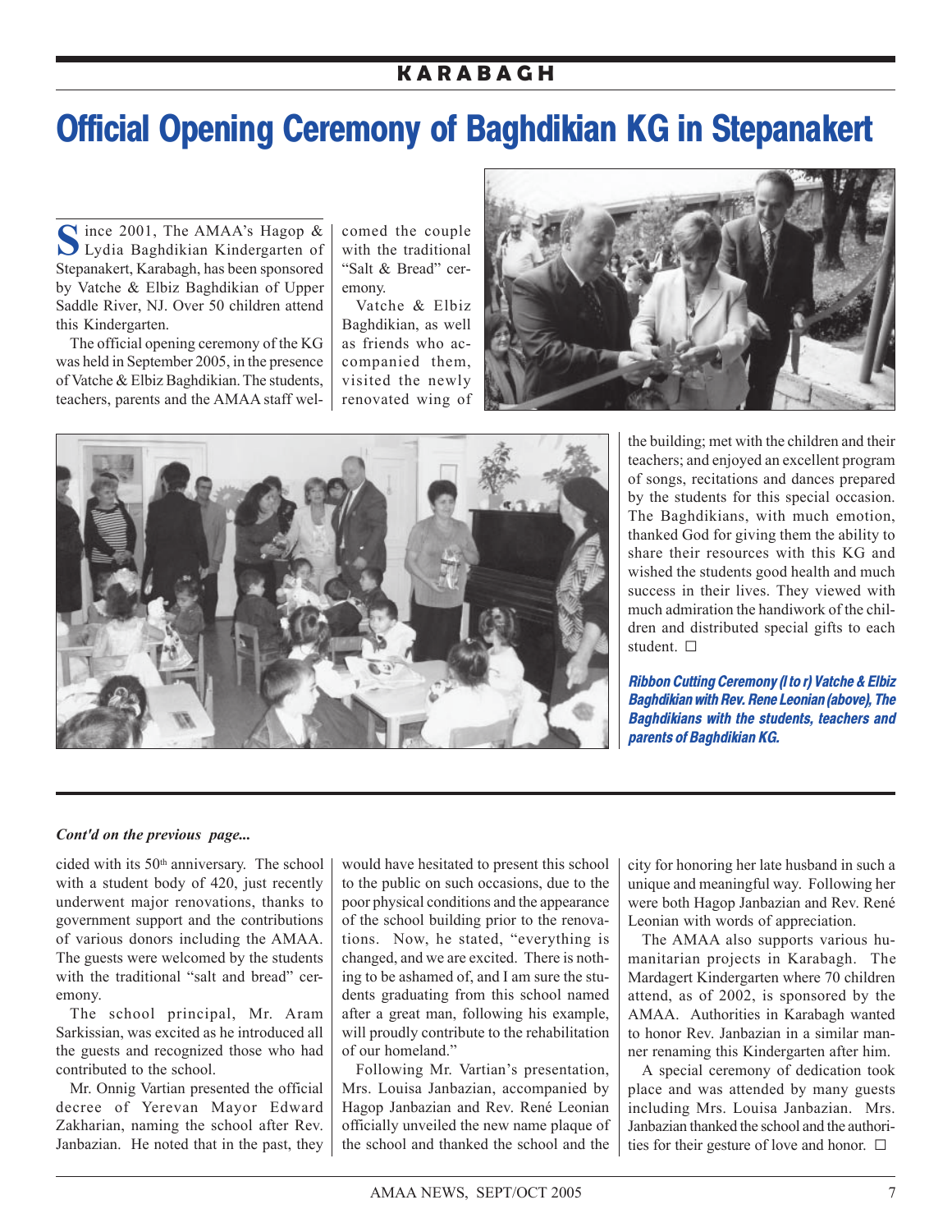## KARABAGH

# Official Opening Ceremony of Baghdikian KG in Stepanakert

Since 2001, The AMAA's Hagop & Lydia Baghdikian Kindergarten of Stepanakert, Karabagh, has been sponsored by Vatche & Elbiz Baghdikian of Upper Saddle River, NJ. Over 50 children attend this Kindergarten.

The official opening ceremony of the KG was held in September 2005, in the presence of Vatche & Elbiz Baghdikian. The students, teachers, parents and the AMAA staff welcomed the couple with the traditional "Salt & Bread" ceremony.

Vatche & Elbiz Baghdikian, as well as friends who accompanied them, visited the newly renovated wing of the building; met with the children and their teachers; and enjoyed an excellent program of songs, recitations and dances prepared by the students for this special occasion. The Baghdikians, with much emotion, thanked God for giving them the ability to share their resources with this KG and wished the students good health and much success in their lives. They viewed with much admiration the handiwork of the children and distributed special gifts to each student. ☐

***Ribbon Cutting Ceremony (l to r) Vatche & Elbiz Baghdikian with Rev. Rene Leonian (above), The Baghdikians with the students, teachers and parents of Baghdikian KG.***

---

***Cont'd on the previous page...***

cided with its 50th anniversary. The school with a student body of 420, just recently underwent major renovations, thanks to government support and the contributions of various donors including the AMAA. The guests were welcomed by the students with the traditional "salt and bread" ceremony.

The school principal, Mr. Aram Sarkissian, was excited as he introduced all the guests and recognized those who had contributed to the school.

Mr. Onnig Vartian presented the official decree of Yerevan Mayor Edward Zakharian, naming the school after Rev. Janbazian. He noted that in the past, they would have hesitated to present this school to the public on such occasions, due to the poor physical conditions and the appearance of the school building prior to the renovations. Now, he stated, "everything is changed, and we are excited. There is nothing to be ashamed of, and I am sure the students graduating from this school named after a great man, following his example, will proudly contribute to the rehabilitation of our homeland."

Following Mr. Vartian's presentation, Mrs. Louisa Janbazian, accompanied by Hagop Janbazian and Rev. René Leonian officially unveiled the new name plaque of the school and thanked the school and the city for honoring her late husband in such a unique and meaningful way. Following her were both Hagop Janbazian and Rev. René Leonian with words of appreciation.

The AMAA also supports various humanitarian projects in Karabagh. The Mardagert Kindergarten where 70 children attend, as of 2002, is sponsored by the AMAA. Authorities in Karabagh wanted to honor Rev. Janbazian in a similar manner renaming this Kindergarten after him.

A special ceremony of dedication took place and was attended by many guests including Mrs. Louisa Janbazian. Mrs. Janbazian thanked the school and the authorities for their gesture of love and honor. ☐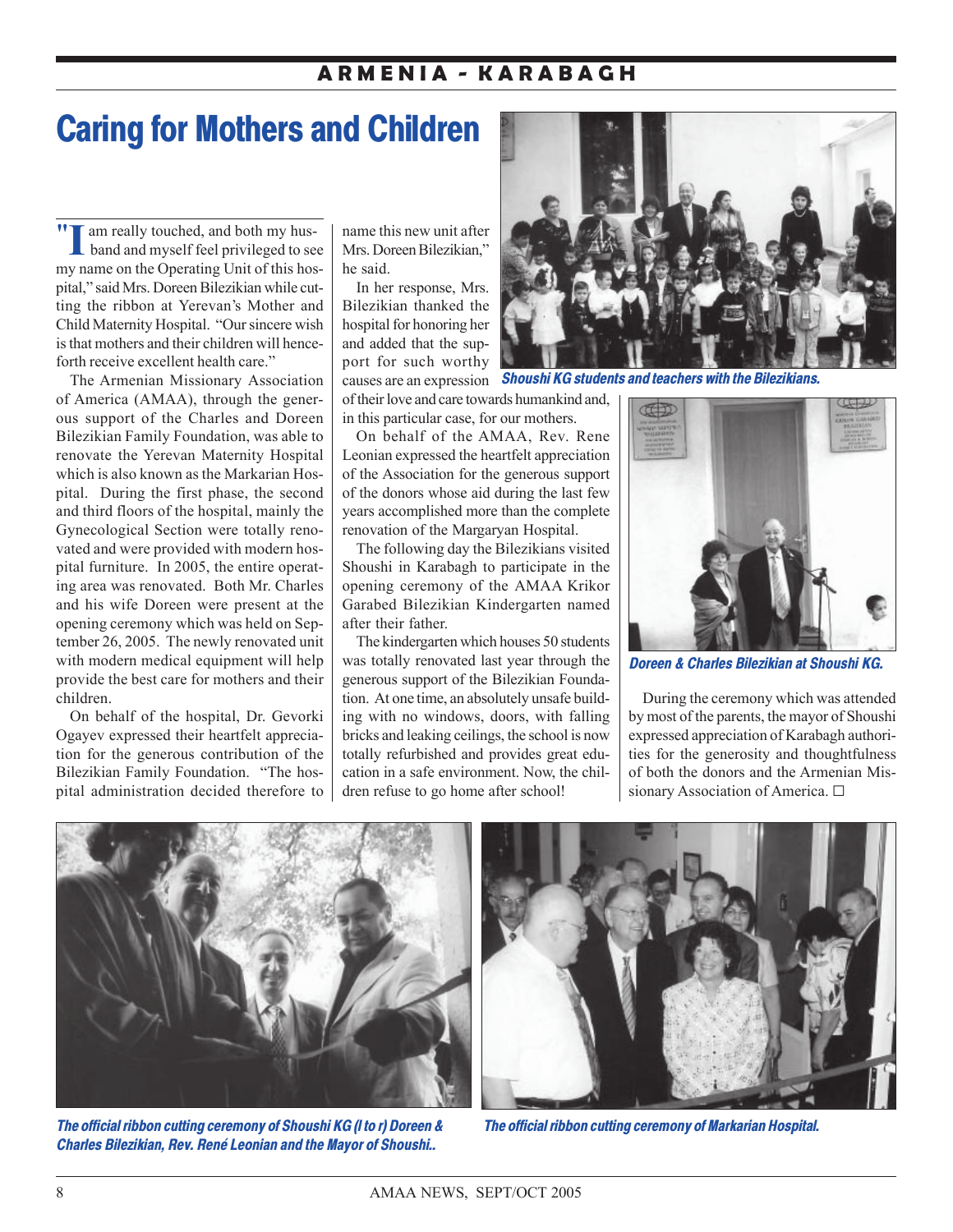## ARMENIA - KARABAGH

# Caring for Mothers and Children

"I am really touched, and both my husband and myself feel privileged to see my name on the Operating Unit of this hospital," said Mrs. Doreen Bilezikian while cutting the ribbon at Yerevan's Mother and Child Maternity Hospital. "Our sincere wish is that mothers and their children will henceforth receive excellent health care."

The Armenian Missionary Association of America (AMAA), through the generous support of the Charles and Doreen Bilezikian Family Foundation, was able to renovate the Yerevan Maternity Hospital which is also known as the Markarian Hospital. During the first phase, the second and third floors of the hospital, mainly the Gynecological Section were totally renovated and were provided with modern hospital furniture. In 2005, the entire operating area was renovated. Both Mr. Charles and his wife Doreen were present at the opening ceremony which was held on September 26, 2005. The newly renovated unit with modern medical equipment will help provide the best care for mothers and their children.

On behalf of the hospital, Dr. Gevorki Ogayev expressed their heartfelt appreciation for the generous contribution of the Bilezikian Family Foundation. "The hospital administration decided therefore to name this new unit after Mrs. Doreen Bilezikian," he said.

In her response, Mrs. Bilezikian thanked the hospital for honoring her and added that the support for such worthy causes are an expression of their love and care towards humankind and, in this particular case, for our mothers.

On behalf of the AMAA, Rev. Rene Leonian expressed the heartfelt appreciation of the Association for the generous support of the donors whose aid during the last few years accomplished more than the complete renovation of the Margaryan Hospital.

The following day the Bilezikians visited Shoushi in Karabagh to participate in the opening ceremony of the AMAA Krikor Garabed Bilezikian Kindergarten named after their father.

The kindergarten which houses 50 students was totally renovated last year through the generous support of the Bilezikian Foundation. At one time, an absolutely unsafe building with no windows, doors, with falling bricks and leaking ceilings, the school is now totally refurbished and provides great education in a safe environment. Now, the children refuse to go home after school!

*Shoushi KG students and teachers with the Bilezikians.*

*Doreen & Charles Bilezikian at Shoushi KG.*

During the ceremony which was attended by most of the parents, the mayor of Shoushi expressed appreciation of Karabagh authorities for the generosity and thoughtfulness of both the donors and the Armenian Missionary Association of America. □

*The official ribbon cutting ceremony of Shoushi KG (l to r) Doreen & Charles Bilezikian, Rev. René Leonian and the Mayor of Shoushi..*

*The official ribbon cutting ceremony of Markarian Hospital.*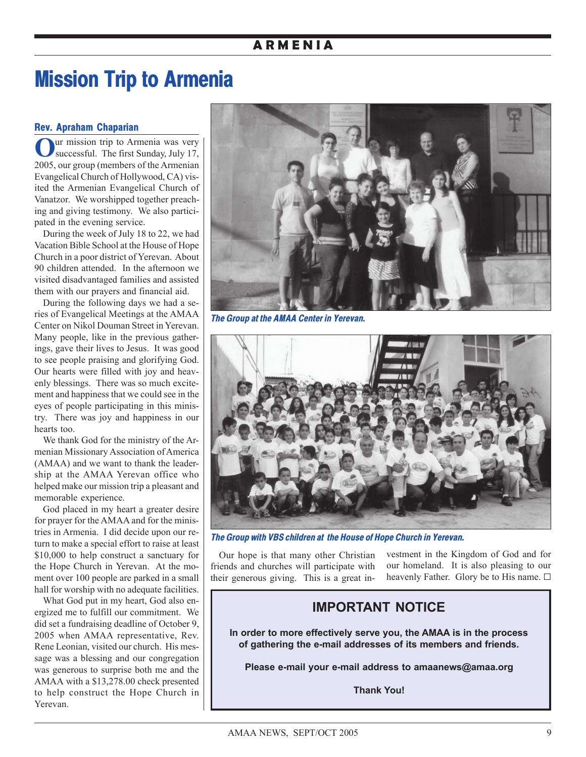# Mission Trip to Armenia

### Rev. Apraham Chaparian

Our mission trip to Armenia was very successful. The first Sunday, July 17, 2005, our group (members of the Armenian Evangelical Church of Hollywood, CA) visited the Armenian Evangelical Church of Vanatzor. We worshipped together preaching and giving testimony. We also participated in the evening service.

During the week of July 18 to 22, we had Vacation Bible School at the House of Hope Church in a poor district of Yerevan. About 90 children attended. In the afternoon we visited disadvantaged families and assisted them with our prayers and financial aid.

During the following days we had a series of Evangelical Meetings at the AMAA Center on Nikol Douman Street in Yerevan. Many people, like in the previous gatherings, gave their lives to Jesus. It was good to see people praising and glorifying God. Our hearts were filled with joy and heavenly blessings. There was so much excitement and happiness that we could see in the eyes of people participating in this ministry. There was joy and happiness in our hearts too.

We thank God for the ministry of the Armenian Missionary Association of America (AMAA) and we want to thank the leadership at the AMAA Yerevan office who helped make our mission trip a pleasant and memorable experience.

God placed in my heart a greater desire for prayer for the AMAA and for the ministries in Armenia. I did decide upon our return to make a special effort to raise at least $10,000 to help construct a sanctuary for the Hope Church in Yerevan. At the moment over 100 people are parked in a small hall for worship with no adequate facilities.

What God put in my heart, God also energized me to fulfill our commitment. We did set a fundraising deadline of October 9, 2005 when AMAA representative, Rev. Rene Leonian, visited our church. His message was a blessing and our congregation was generous to surprise both me and the AMAA with a $13,278.00 check presented to help construct the Hope Church in Yerevan.

*The Group at the AMAA Center in Yerevan.*

*The Group with VBS children at the House of Hope Church in Yerevan.*

Our hope is that many other Christian friends and churches will participate with their generous giving. This is a great investment in the Kingdom of God and for our homeland. It is also pleasing to our heavenly Father. Glory be to His name. ☐

## IMPORTANT NOTICE

**In order to more effectively serve you, the AMAA is in the process of gathering the e-mail addresses of its members and friends.**

**Please e-mail your e-mail address to amaanews@amaa.org**

**Thank You!**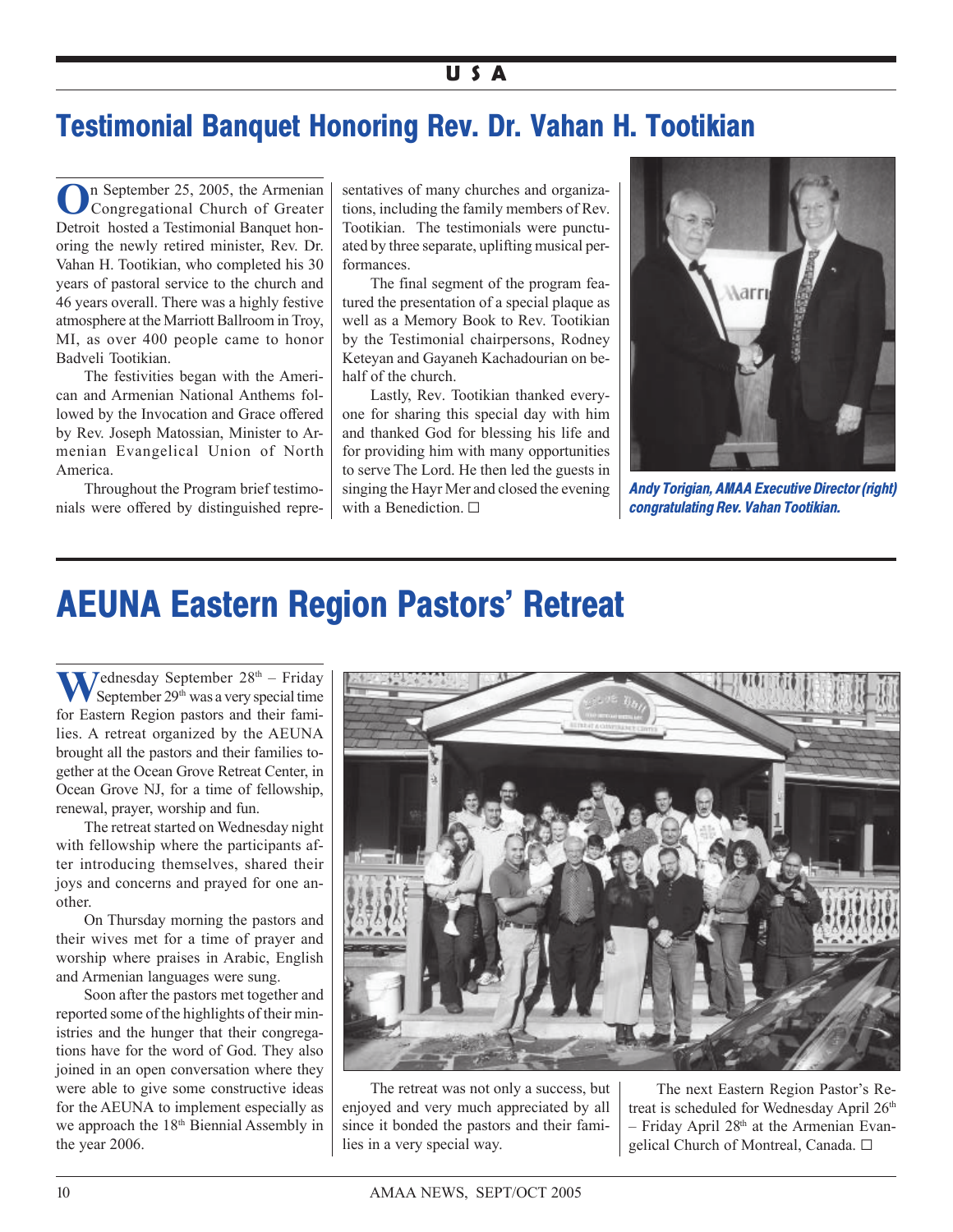# Testimonial Banquet Honoring Rev. Dr. Vahan H. Tootikian

On September 25, 2005, the Armenian Congregational Church of Greater Detroit hosted a Testimonial Banquet honoring the newly retired minister, Rev. Dr. Vahan H. Tootikian, who completed his 30 years of pastoral service to the church and 46 years overall. There was a highly festive atmosphere at the Marriott Ballroom in Troy, MI, as over 400 people came to honor Badveli Tootikian.

The festivities began with the American and Armenian National Anthems followed by the Invocation and Grace offered by Rev. Joseph Matossian, Minister to Armenian Evangelical Union of North America.

Throughout the Program brief testimonials were offered by distinguished representatives of many churches and organizations, including the family members of Rev. Tootikian. The testimonials were punctuated by three separate, uplifting musical performances.

The final segment of the program featured the presentation of a special plaque as well as a Memory Book to Rev. Tootikian by the Testimonial chairpersons, Rodney Keteyan and Gayaneh Kachadourian on behalf of the church.

Lastly, Rev. Tootikian thanked everyone for sharing this special day with him and thanked God for blessing his life and for providing him with many opportunities to serve The Lord. He then led the guests in singing the Hayr Mer and closed the evening with a Benediction. ☐

*Andy Torigian, AMAA Executive Director (right) congratulating Rev. Vahan Tootikian.*

# AEUNA Eastern Region Pastors' Retreat

Wednesday September 28th – Friday September 29th was a very special time for Eastern Region pastors and their families. A retreat organized by the AEUNA brought all the pastors and their families together at the Ocean Grove Retreat Center, in Ocean Grove NJ, for a time of fellowship, renewal, prayer, worship and fun.

The retreat started on Wednesday night with fellowship where the participants after introducing themselves, shared their joys and concerns and prayed for one another.

On Thursday morning the pastors and their wives met for a time of prayer and worship where praises in Arabic, English and Armenian languages were sung.

Soon after the pastors met together and reported some of the highlights of their ministries and the hunger that their congregations have for the word of God. They also joined in an open conversation where they were able to give some constructive ideas for the AEUNA to implement especially as we approach the 18th Biennial Assembly in the year 2006.

The retreat was not only a success, but enjoyed and very much appreciated by all since it bonded the pastors and their families in a very special way.

The next Eastern Region Pastor's Retreat is scheduled for Wednesday April 26th – Friday April 28th at the Armenian Evangelical Church of Montreal, Canada. ☐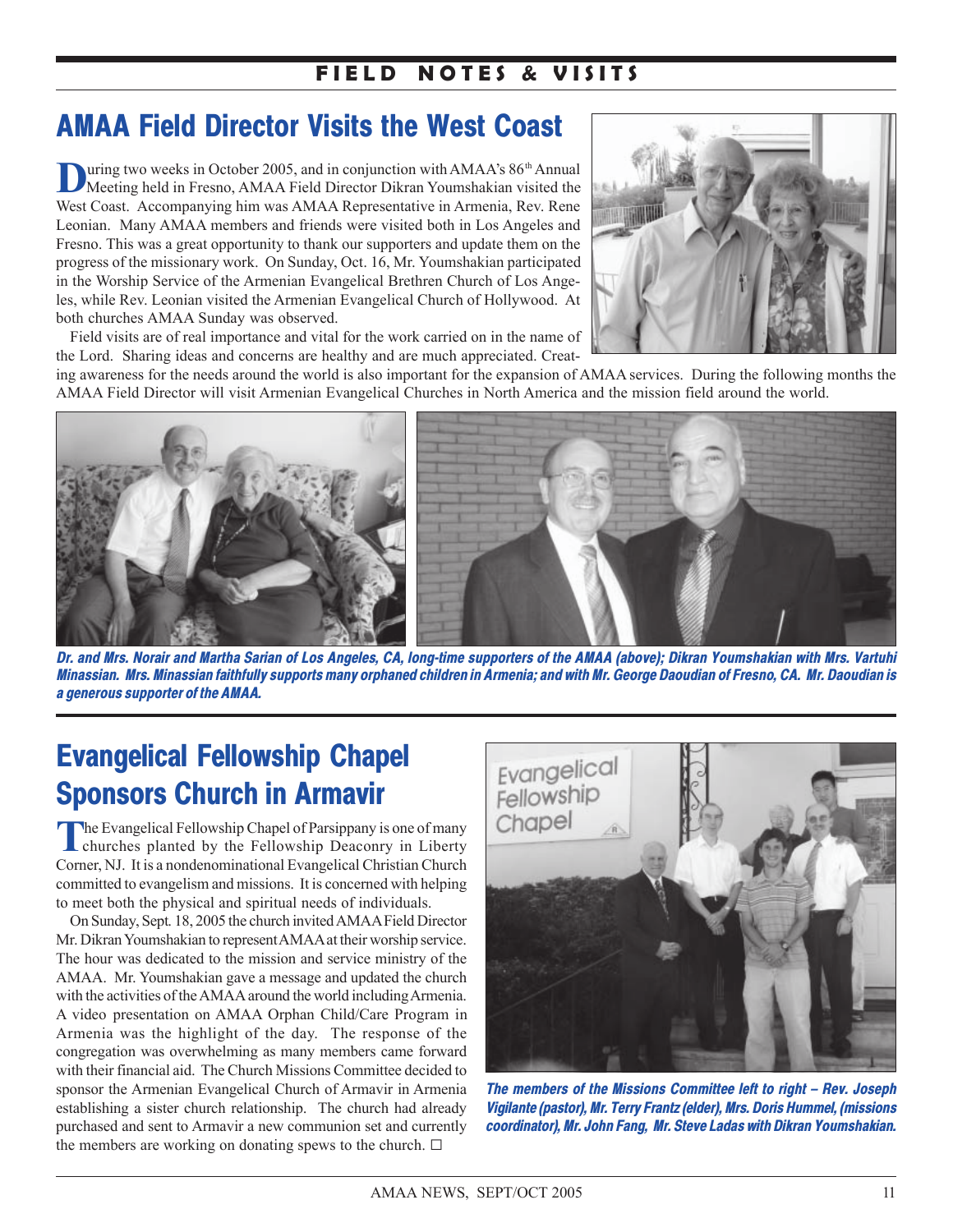## FIELD NOTES & VISITS

# AMAA Field Director Visits the West Coast

During two weeks in October 2005, and in conjunction with AMAA's 86th Annual Meeting held in Fresno, AMAA Field Director Dikran Youmshakian visited the West Coast. Accompanying him was AMAA Representative in Armenia, Rev. Rene Leonian. Many AMAA members and friends were visited both in Los Angeles and Fresno. This was a great opportunity to thank our supporters and update them on the progress of the missionary work. On Sunday, Oct. 16, Mr. Youmshakian participated in the Worship Service of the Armenian Evangelical Brethren Church of Los Angeles, while Rev. Leonian visited the Armenian Evangelical Church of Hollywood. At both churches AMAA Sunday was observed.

Field visits are of real importance and vital for the work carried on in the name of the Lord. Sharing ideas and concerns are healthy and are much appreciated. Creating awareness for the needs around the world is also important for the expansion of AMAA services. During the following months the AMAA Field Director will visit Armenian Evangelical Churches in North America and the mission field around the world.

*Dr. and Mrs. Norair and Martha Sarian of Los Angeles, CA, long-time supporters of the AMAA (above); Dikran Youmshakian with Mrs. Vartuhi Minassian. Mrs. Minassian faithfully supports many orphaned children in Armenia; and with Mr. George Daoudian of Fresno, CA. Mr. Daoudian is a generous supporter of the AMAA.*

# Evangelical Fellowship Chapel Sponsors Church in Armavir

The Evangelical Fellowship Chapel of Parsippany is one of many churches planted by the Fellowship Deaconry in Liberty Corner, NJ. It is a nondenominational Evangelical Christian Church committed to evangelism and missions. It is concerned with helping to meet both the physical and spiritual needs of individuals.

On Sunday, Sept. 18, 2005 the church invited AMAA Field Director Mr. Dikran Youmshakian to represent AMAA at their worship service. The hour was dedicated to the mission and service ministry of the AMAA. Mr. Youmshakian gave a message and updated the church with the activities of the AMAA around the world including Armenia. A video presentation on AMAA Orphan Child/Care Program in Armenia was the highlight of the day. The response of the congregation was overwhelming as many members came forward with their financial aid. The Church Missions Committee decided to sponsor the Armenian Evangelical Church of Armavir in Armenia establishing a sister church relationship. The church had already purchased and sent to Armavir a new communion set and currently the members are working on donating spews to the church. ☐

*The members of the Missions Committee left to right – Rev. Joseph Vigilante (pastor), Mr. Terry Frantz (elder), Mrs. Doris Hummel, (missions coordinator), Mr. John Fang, Mr. Steve Ladas with Dikran Youmshakian.*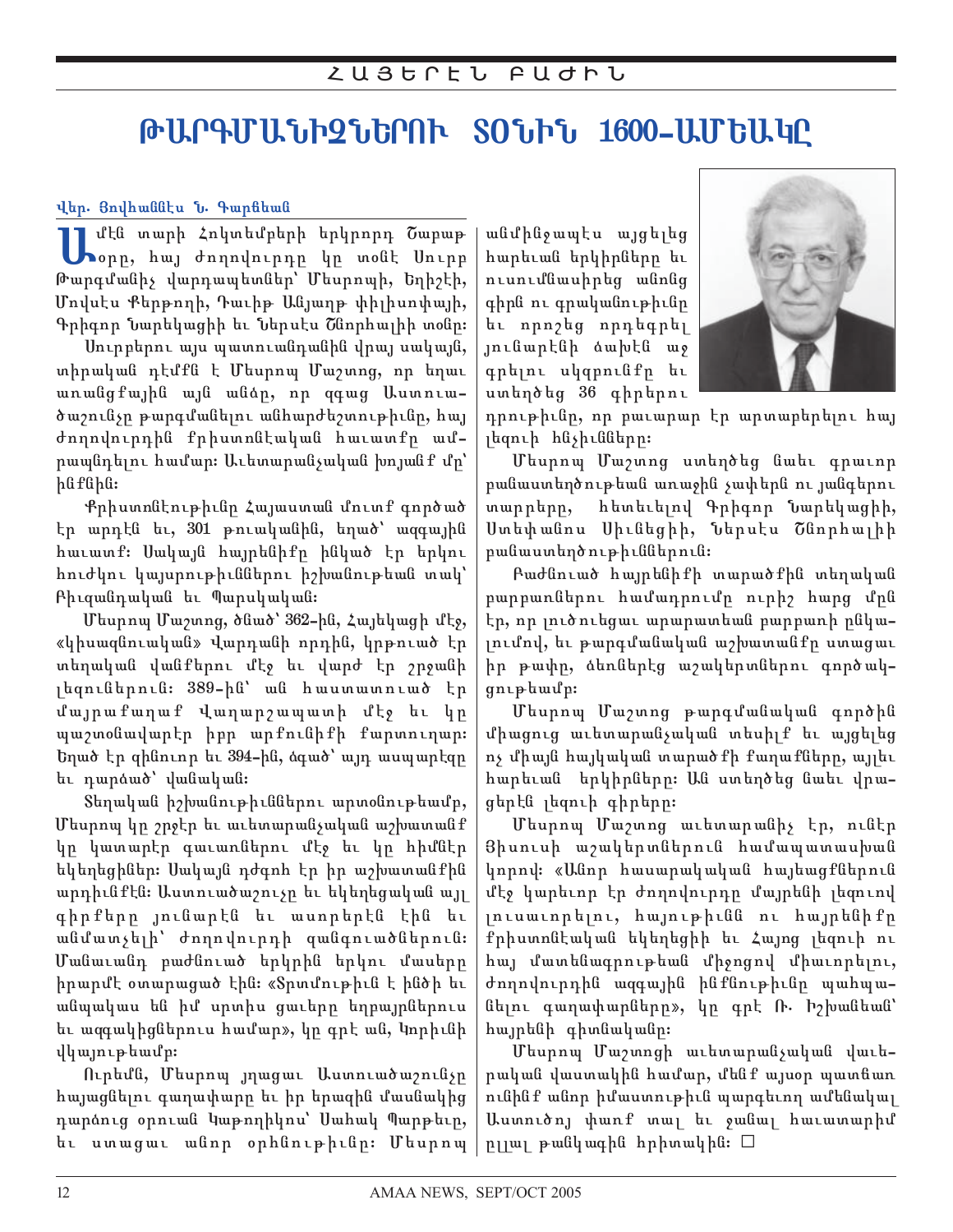## ՀԱՅԵՐԷՆ ԲԱԺԻՆ

# ԹԱՐԳՄԱՆԻՉՆԵՐՈՒ ՏՕՆԻՆ 1600-ԱՄԵԱԿԸ

Վեր. Յովհաննէս Ն. Գարնեան

Ամէն տարի Հոկտեմբերի երկրորդ Շաբաթօրը, հայ ժողովուրդը կը տօնէ Սուրբ Թարգմանիչ վարդապետներ՝ Մեսրոպի, Եղիշէի, Մովսէս Քերթողի, Դաւիթ Անյաղթ փիլիսոփայի, Գրիգոր Նարեկացիի եւ Ներսէս Շնորհալիի տօնը:

Սուրբերու այս պատուանդանին վրայ սակայն, տիրական դէմքն է Մեսրոպ Մաշտոց, որ եղաւ առանցքային այն անձը, որ զգաց Աստուածաշունչը թարգմանելու անհարժեշտութիւնը, հայ ժողովուրդին քրիստոնէական հաւատքը ամրապնդելու համար: Աւետարանչական խոյանք մը՝ ինքնին:

Քրիստոնէութիւնը Հայաստան մուտք գործած էր արդէն եւ, 301 թուականին, եղած՝ ազգային հաւատք: Սակայն հայրենիքը ինկած էր երկու հուժկու կայսրութիւններու իշխանութեան տակ՝ Բիւզանդական եւ Պարսկական:

Մեսրոպ Մաշտոց, ծնած՝ 362-ին, Հայեկացի մէջ, «կիսազնուական» Վարդանի որդին, կրթուած էր տեղական վանքերու մէջ եւ վարժ էր շրջանի լեզուներուն: 389-ին՝ ան հաստատուած էր մայրաքաղաք Վաղարշապատի մէջ եւ կը պաշտօնավարէր իբր արքունիքի քարտուղար: Եղած էր զինուոր եւ 394-ին, ձգած՝ այդ ասպարէզը եւ դարձած՝ վանական:

Տեղական իշխանութիւններու արտօնութեամբ, Մեսրոպ կը շրջէր եւ աւետարանչական աշխատանք կը կատարէր գաւառներու մէջ եւ կը հիմնէր եկեղեցիներ: Սակայն դժգոհ էր իր աշխատանքին արդիւնքէն: Աստուածաշունչը եւ եկեղեցական այլ գիրքերը յունարէն եւ ասորերէն էին եւ անմատչելի՝ ժողովուրդի զանգուածներուն: Մանաւանդ բաժնուած երկրին երկու մասերը իրարմէ օտարացած էին: «Տրտմութիւն է ինծի եւ անպակաս են իմ սրտիս ցաւերը եղբայրներուս եւ ազգակիցներուս համար», կը գրէ ան, Կորիւնի վկայութեամբ:

Ուրեմն, Մեսրոպ յղացաւ Աստուածաշունչը հայացնելու գաղափարը եւ իր երազին մասնակից դարձուց օրուան Կաթողիկոս՝ Սահակ Պարթեւը, եւ ստացաւ անոր օրհնութիւնը: Մեսրոպ անմիջապէս այցելեց հարեւան երկիրները եւ ուսումնասիրեց անոնց գիրն ու գրականութիւնը եւ որոշեց որդեգրել յունարէնի ձախէն աջ գրելու սկզբունքը եւ ստեղծեց 36 գիրերու դրութիւնը, որ բաւարար էր արտաբերելու հայ լեզուի հնչիւնները:

Մեսրոպ Մաշտոց ստեղծեց նաեւ գրաւոր բանաստեղծութեան առաջին չափերն ու յանգերու տարրերը, հետեւելով Գրիգոր Նարեկացիի, Ստեփանոս Սիւնեցիի, Ներսէս Շնորհալիի բանաստեղծութիւններուն:

Բաժնուած հայրենիքի տարածքին տեղական բարբառներու համադրումը ուրիշ հարց մըն էր, որ լուծուեցաւ արարատեան բարբառի ընկալումով, եւ թարգմանական աշխատանքը ստացաւ իր թափը, ձեռներէց աշակերտներու գործակցութեամբ:

Մեսրոպ Մաշտոց թարգմանական գործին միացուց աւետարանչական տեսիլք եւ այցելեց ոչ միայն հայկական տարածքի քաղաքները, այլեւ հարեւան երկիրները: Ան ստեղծեց նաեւ վրացերէն լեզուի գիրերը:

Մեսրոպ Մաշտոց աւետարանիչ էր, ունէր Յիսուսի աշակերտներուն համապատասխան կոչում: «Անոր հասարակական հայեացքներուն մէջ կարեւոր էր ժողովուրդը մայրենի լեզուով լուսաւորելու, հայութիւնն ու հայրենիքը քրիստոնէական եկեղեցիի եւ Հայոց լեզուի ու հայ մատենագրութեան միջոցով միաւորելու, ժողովուրդին ազգային ինքնութիւնը պահպանելու գաղափարները», կը գրէ Ռ. Իշխանեան՝ հայրենի գիտնականը:

Մեսրոպ Մաշտոցի աւետարանչական փաւ-բական փաստակին համար, մենք այսօր պատճառ ունինք անոր իմաստութիւն պարգեւող ամենակալ Աստուծոյ փառք տալ եւ ջանալ հաւատարիմ ըլլալ թանկագին հրիտակին: □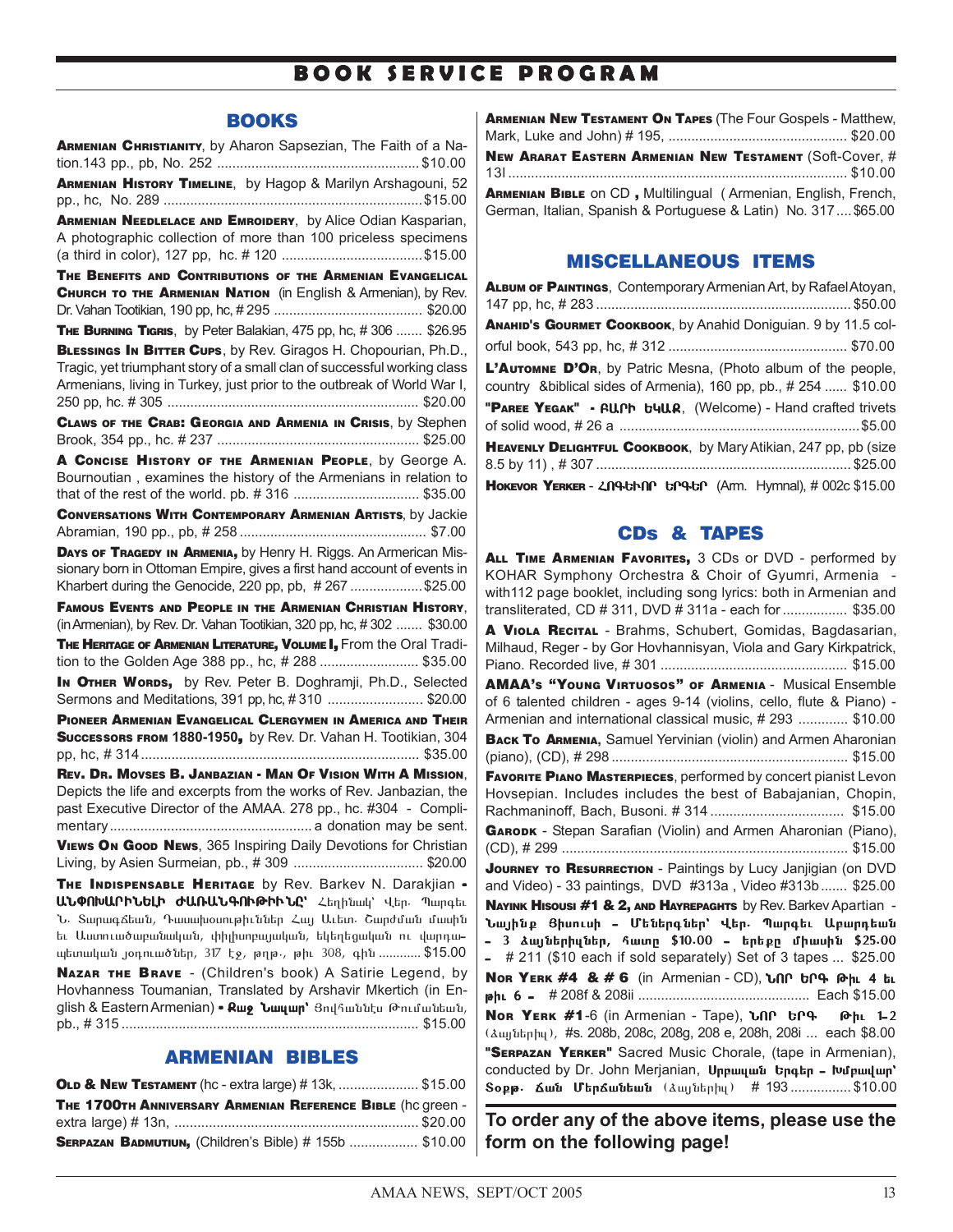# BOOK SERVICE PROGRAM

## BOOKS

**Armenian Christianity**, by Aharon Sapsezian, The Faith of a Nation.143 pp., pb, No. 252 .................................................... $10.00

**Armenian History Timeline**, by Hagop & Marilyn Arshagouni, 52 pp., hc, No. 289 .................................................................. $15.00

**Armenian Needlelace and Emroidery**, by Alice Odian Kasparian, A photographic collection of more than 100 priceless specimens (a third in color), 127 pp, hc. # 120 .................................... $15.00

**The Benefits and Contributions of the Armenian Evangelical Church to the Armenian Nation** (in English & Armenian), by Rev. Dr. Vahan Tootikian, 190 pp, hc, # 295 ...................................... $20.00

**The Burning Tigris**, by Peter Balakian, 475 pp, hc, # 306 ....... $26.95

**Blessings In Bitter Cups**, by Rev. Giragos H. Chopourian, Ph.D., Tragic, yet triumphant story of a small clan of successful working class Armenians, living in Turkey, just prior to the outbreak of World War I, 250 pp, hc. # 305 ................................................................ $20.00

**Claws of the Crab: Georgia and Armenia in Crisis**, by Stephen Brook, 354 pp., hc. # 237 .................................................... $25.00

**A Concise History of the Armenian People**, by George A. Bournoutian , examines the history of the Armenians in relation to that of the rest of the world. pb. # 316 ................................ $35.00

**Conversations With Contemporary Armenian Artists**, by Jackie Abramian, 190 pp., pb, # 258 ................................................ $7.00

**Days of Tragedy in Armenia,** by Henry H. Riggs. An Arrmerican Missionary born in Ottoman Empire, gives a first hand account of events in Kharbert during the Genocide, 220 pp, pb, # 267 .................. $25.00

**Famous Events and People in the Armenian Christian History**, (in Armenian), by Rev. Dr. Vahan Tootikian, 320 pp, hc, # 302 ....... $30.00

**The Heritage of Armenian Literature, Volume I,** From the Oral Tradition to the Golden Age 388 pp., hc, # 288 .......................... $35.00

**In Other Words,** by Rev. Peter B. Doghramji, Ph.D., Selected Sermons and Meditations, 391 pp, hc, # 310 ......................... $20.00

**Pioneer Armenian Evangelical Clergymen in America and Their Successors from 1880-1950,** by Rev. Dr. Vahan H. Tootikian, 304 pp, hc, # 314 ........................................................................ $35.00

**Rev. Dr. Movses B. Janbazian - Man Of Vision With A Mission**, Depicts the life and excerpts from the works of Rev. Janbazian, the past Executive Director of the AMAA. 278 pp., hc. #304 - Complimentary ..................................................... a donation may be sent.

**Views On Good News**, 365 Inspiring Daily Devotions for Christian Living, by Asien Surmeian, pb., # 309 ................................. $20.00

**The Indispensable Heritage** by Rev. Barkev N. Darakjian - **ԱՆՓՈԽԱՐԻՆԵԼԻ ԺԱՌԱՆԳՈՒԹԻՒՆԸ՝** Հեղինակ՝ Վեր. Պարգեւ Ն. Տարագճեան, Դասախօսութիւններ Հայ Աւետ. Շարժման մասին եւ Աստուածաբանական, փիլիսոփայական, եկեղեցական ու վարդապետական յօդուածներ, 317 էջ, թղթ., թիւ 308, գին ............ $15.00

**Nazar the Brave** - (Children's book) A Satirie Legend, by Hovhanness Toumanian, Translated by Arshavir Mkertich (in English & Eastern Armenian) - **Քաջ Նազար՝** Յովհաննէս Թումանեան, pb., # 315 ............................................................................ $15.00

## ARMENIAN BIBLES

**Old & New Testament** (hc - extra large) # 13k, ..................... $15.00

**The 1700th Anniversary Armenian Reference Bible** (hc green - extra large) # 13n, ............................................................... $20.00

**Serpazan Badmutiun,** (Children's Bible) # 155b .................. $10.00

**Armenian New Testament On Tapes** (The Four Gospels - Matthew, Mark, Luke and John) # 195, .............................................. $20.00

**New Ararat Eastern Armenian New Testament** (Soft-Cover, # 13l ........................................................................................ $10.00

**Armenian Bible** on CD , Multilingual ( Armenian, English, French, German, Italian, Spanish & Portuguese & Latin) No. 317 .... $65.00

## MISCELLANEOUS ITEMS

**Album of Paintings**, Contemporary Armenian Art, by Rafael Atoyan, 147 pp, hc, # 283 .................................................................. $50.00

**Anahid's Gourmet Cookbook**, by Anahid Doniguian. 9 by 11.5 colorful book, 543 pp, hc, # 312 .............................................. $70.00

**L'Automne D'Or**, by Patric Mesna, (Photo album of the people, country &biblical sides of Armenia), 160 pp, pb., # 254 ...... $10.00

**"Paree Yegak" - ԲԱՐԻ ԵԿԱՔ**, (Welcome) - Hand crafted trivets of solid wood, # 26 a .............................................................. $5.00

**Heavenly Delightful Cookbook**, by Mary Atikian, 247 pp, pb (size 8.5 by 11) , # 307 .................................................................. $25.00

**Hokevor Yerker** - ՀՈԳԵՒՈՐ ԵՐԳԵՐ (Arm. Hymnal), # 002c $15.00

## CDs & TAPES

**All Time Armenian Favorites,** 3 CDs or DVD - performed by KOHAR Symphony Orchestra & Choir of Gyumri, Armenia - with112 page booklet, including song lyrics: both in Armenian and transliterated, CD # 311, DVD # 311a - each for ................. $35.00

**A Viola Recital** - Brahms, Schubert, Gomidas, Bagdasarian, Milhaud, Reger - by Gor Hovhannisyan, Viola and Gary Kirkpatrick, Piano. Recorded live, # 301 ................................................ $15.00

**AMAA's "Young Virtuosos" of Armenia** - Musical Ensemble of 6 talented children - ages 9-14 (violins, cello, flute & Piano) - Armenian and international classical music, # 293 ............. $10.00

**Back To Armenia,** Samuel Yervinian (violin) and Armen Aharonian (piano), (CD), # 298 ............................................................ $15.00

**Favorite Piano Masterpieces**, performed by concert pianist Levon Hovsepian. Includes includes the best of Babajanian, Chopin, Rachmaninoff, Bach, Busoni. # 314 .................................. $15.00

**Garodk** - Stepan Sarafian (Violin) and Armen Aharonian (Piano), (CD), # 299 .......................................................................... $15.00

**Journey to Resurrection** - Paintings by Lucy Janjigian (on DVD and Video) - 33 paintings, DVD #313a , Video #313b ....... $25.00

**Nayink Hisousi #1 & 2, and Hayrepaghts** by Rev. Barkev Apartian - **Նայինք Յիսուսի - Մենեոգներ՝ Վեր. Պարգեւ Աբարդեան - 3 ձայներիզներ, հատը $10.00 - երեքը միասին $25.00 -** # 211 ($10 each if sold separately) Set of 3 tapes ... $25.00

**Nor Yerk #4 & # 6** (in Armenian - CD), **ՆՈՐ ԵՐԳ Թիւ 4 եւ թիւ 6 -** # 208f & 208ii ............................................ Each $15.00

**Nor Yerk #1**-6 (in Armenian - Tape), **ՆՈՐ ԵՐԳ Թիւ 1-2** (ձայներիզ), #s. 208b, 208c, 208g, 208 e, 208h, 208i ... each $8.00

**"Serpazan Yerker"** Sacred Music Chorale, (tape in Armenian), conducted by Dr. John Merjanian, **Սրբազան Երգեր - Խմբավար՝ Տոքթ. Ճան Մերճանեան** (ձայներիզ) # 193 ................ $10.00

**To order any of the above items, please use the form on the following page!**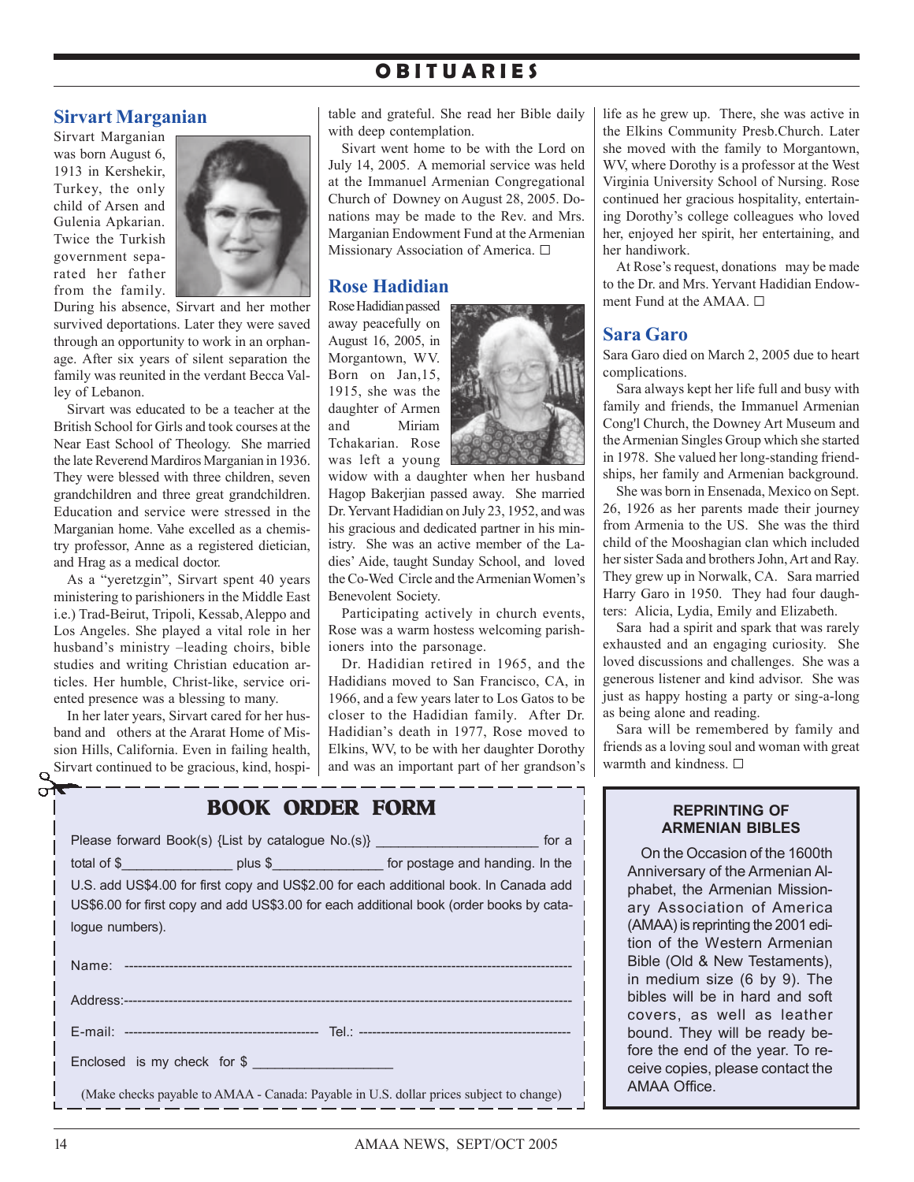# OBITUARIES

## Sirvart Marganian

Sirvart Marganian was born August 6, 1913 in Kershekir, Turkey, the only child of Arsen and Gulenia Apkarian. Twice the Turkish government separated her father from the family. During his absence, Sirvart and her mother survived deportations. Later they were saved through an opportunity to work in an orphanage. After six years of silent separation the family was reunited in the verdant Becca Valley of Lebanon.

Sirvart was educated to be a teacher at the British School for Girls and took courses at the Near East School of Theology. She married the late Reverend Mardiros Marganian in 1936. They were blessed with three children, seven grandchildren and three great grandchildren. Education and service were stressed in the Marganian home. Vahe excelled as a chemistry professor, Anne as a registered dietician, and Hrag as a medical doctor.

As a "yeretzgin", Sirvart spent 40 years ministering to parishioners in the Middle East i.e.) Trad-Beirut, Tripoli, Kessab, Aleppo and Los Angeles. She played a vital role in her husband's ministry –leading choirs, bible studies and writing Christian education articles. Her humble, Christ-like, service oriented presence was a blessing to many.

In her later years, Sirvart cared for her husband and others at the Ararat Home of Mission Hills, California. Even in failing health, Sirvart continued to be gracious, kind, hospitable and grateful. She read her Bible daily with deep contemplation.

Sivart went home to be with the Lord on July 14, 2005. A memorial service was held at the Immanuel Armenian Congregational Church of Downey on August 28, 2005. Donations may be made to the Rev. and Mrs. Marganian Endowment Fund at the Armenian Missionary Association of America. □

## Rose Hadidian

Rose Hadidian passed away peacefully on August 16, 2005, in Morgantown, WV. Born on Jan,15, 1915, she was the daughter of Armen and Miriam Tchakarian. Rose was left a young widow with a daughter when her husband Hagop Bakerjian passed away. She married Dr. Yervant Hadidian on July 23, 1952, and was his gracious and dedicated partner in his ministry. She was an active member of the Ladies' Aide, taught Sunday School, and loved the Co-Wed Circle and the Armenian Women's Benevolent Society.

Participating actively in church events, Rose was a warm hostess welcoming parishioners into the parsonage.

Dr. Hadidian retired in 1965, and the Hadidians moved to San Francisco, CA, in 1966, and a few years later to Los Gatos to be closer to the Hadidian family. After Dr. Hadidian's death in 1977, Rose moved to Elkins, WV, to be with her daughter Dorothy and was an important part of her grandson's life as he grew up. There, she was active in the Elkins Community Presb.Church. Later she moved with the family to Morgantown, WV, where Dorothy is a professor at the West Virginia University School of Nursing. Rose continued her gracious hospitality, entertaining Dorothy's college colleagues who loved her, enjoyed her spirit, her entertaining, and her handiwork.

At Rose's request, donations may be made to the Dr. and Mrs. Yervant Hadidian Endowment Fund at the AMAA. □

## Sara Garo

Sara Garo died on March 2, 2005 due to heart complications.

Sara always kept her life full and busy with family and friends, the Immanuel Armenian Cong'l Church, the Downey Art Museum and the Armenian Singles Group which she started in 1978. She valued her long-standing friendships, her family and Armenian background.

She was born in Ensenada, Mexico on Sept. 26, 1926 as her parents made their journey from Armenia to the US. She was the third child of the Mooshagian clan which included her sister Sada and brothers John, Art and Ray. They grew up in Norwalk, CA. Sara married Harry Garo in 1950. They had four daughters: Alicia, Lydia, Emily and Elizabeth.

Sara had a spirit and spark that was rarely exhausted and an engaging curiosity. She loved discussions and challenges. She was a generous listener and kind advisor. She was just as happy hosting a party or sing-a-long as being alone and reading.

Sara will be remembered by family and friends as a loving soul and woman with great warmth and kindness. □

## BOOK ORDER FORM

Please forward Book(s) {List by catalogue No.(s)} ____________________ for a total of $______________ plus $______________ for postage and handing. In the U.S. add US$4.00 for first copy and US$2.00 for each additional book. In Canada add US$6.00 for first copy and add US$3.00 for each additional book (order books by catalogue numbers).

Name: ----------------------------------------------------------------------------------------

Address:--------------------------------------------------------------------------------------

E-mail: ------------------------------------------ Tel.: ---------------------------------------------

Enclosed is my check for $ __________________

(Make checks payable to AMAA - Canada: Payable in U.S. dollar prices subject to change)

## REPRINTING OF ARMENIAN BIBLES

On the Occasion of the 1600th Anniversary of the Armenian Alphabet, the Armenian Missionary Association of America (AMAA) is reprinting the 2001 edition of the Western Armenian Bible (Old & New Testaments), in medium size (6 by 9). The bibles will be in hard and soft covers, as well as leather bound. They will be ready before the end of the year. To receive copies, please contact the AMAA Office.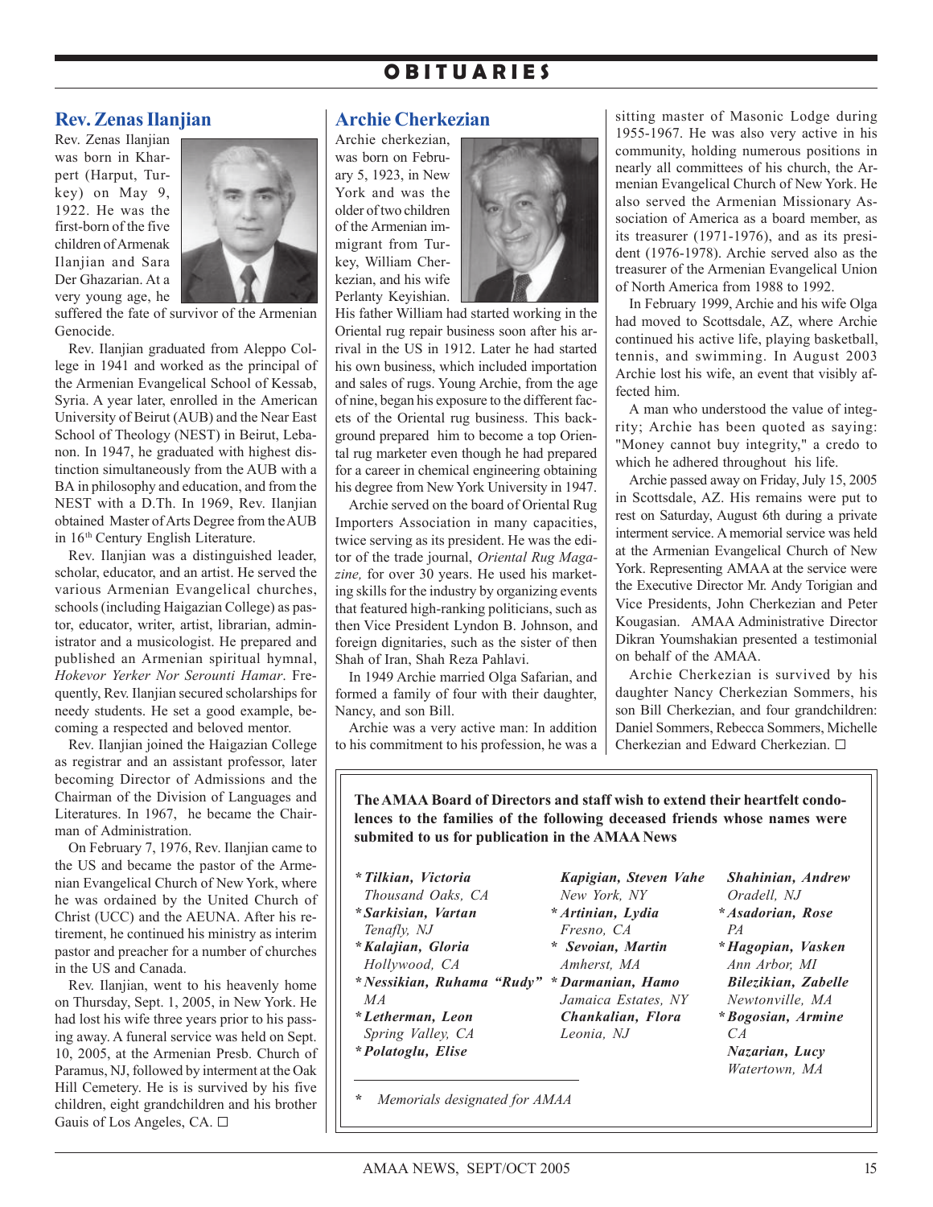# OBITUARIES

## Rev. Zenas Ilanjian

Rev. Zenas Ilanjian was born in Kharpert (Harput, Turkey) on May 9, 1922. He was the first-born of the five children of Armenak Ilanjian and Sara Der Ghazarian. At a very young age, he suffered the fate of survivor of the Armenian Genocide.

Rev. Ilanjian graduated from Aleppo College in 1941 and worked as the principal of the Armenian Evangelical School of Kessab, Syria. A year later, enrolled in the American University of Beirut (AUB) and the Near East School of Theology (NEST) in Beirut, Lebanon. In 1947, he graduated with highest distinction simultaneously from the AUB with a BA in philosophy and education, and from the NEST with a D.Th. In 1969, Rev. Ilanjian obtained Master of Arts Degree from the AUB in 16th Century English Literature.

Rev. Ilanjian was a distinguished leader, scholar, educator, and an artist. He served the various Armenian Evangelical churches, schools (including Haigazian College) as pastor, educator, writer, artist, librarian, administrator and a musicologist. He prepared and published an Armenian spiritual hymnal, *Hokevor Yerker Nor Serounti Hamar*. Frequently, Rev. Ilanjian secured scholarships for needy students. He set a good example, becoming a respected and beloved mentor.

Rev. Ilanjian joined the Haigazian College as registrar and an assistant professor, later becoming Director of Admissions and the Chairman of the Division of Languages and Literatures. In 1967, he became the Chairman of Administration.

On February 7, 1976, Rev. Ilanjian came to the US and became the pastor of the Armenian Evangelical Church of New York, where he was ordained by the United Church of Christ (UCC) and the AEUNA. After his retirement, he continued his ministry as interim pastor and preacher for a number of churches in the US and Canada.

Rev. Ilanjian, went to his heavenly home on Thursday, Sept. 1, 2005, in New York. He had lost his wife three years prior to his passing away. A funeral service was held on Sept. 10, 2005, at the Armenian Presb. Church of Paramus, NJ, followed by interment at the Oak Hill Cemetery. He is survived by his five children, eight grandchildren and his brother Gauis of Los Angeles, CA. □

## Archie Cherkezian

Archie cherkezian, was born on February 5, 1923, in New York and was the older of two children of the Armenian immigrant from Turkey, William Cherkezian, and his wife Perlanty Keyishian.

His father William had started working in the Oriental rug repair business soon after his arrival in the US in 1912. Later he had started his own business, which included importation and sales of rugs. Young Archie, from the age of nine, began his exposure to the different facets of the Oriental rug business. This background prepared him to become a top Oriental rug marketer even though he had prepared for a career in chemical engineering obtaining his degree from New York University in 1947.

Archie served on the board of Oriental Rug Importers Association in many capacities, twice serving as its president. He was the editor of the trade journal, *Oriental Rug Magazine,* for over 30 years. He used his marketing skills for the industry by organizing events that featured high-ranking politicians, such as then Vice President Lyndon B. Johnson, and foreign dignitaries, such as the sister of then Shah of Iran, Shah Reza Pahlavi.

In 1949 Archie married Olga Safarian, and formed a family of four with their daughter, Nancy, and son Bill.

Archie was a very active man: In addition to his commitment to his profession, he was a sitting master of Masonic Lodge during 1955-1967. He was also very active in his community, holding numerous positions in nearly all committees of his church, the Armenian Evangelical Church of New York. He also served the Armenian Missionary Association of America as a board member, as its treasurer (1971-1976), and as its president (1976-1978). Archie served also as the treasurer of the Armenian Evangelical Union of North America from 1988 to 1992.

In February 1999, Archie and his wife Olga had moved to Scottsdale, AZ, where Archie continued his active life, playing basketball, tennis, and swimming. In August 2003 Archie lost his wife, an event that visibly affected him.

A man who understood the value of integrity; Archie has been quoted as saying: "Money cannot buy integrity," a credo to which he adhered throughout his life.

Archie passed away on Friday, July 15, 2005 in Scottsdale, AZ. His remains were put to rest on Saturday, August 6th during a private interment service. A memorial service was held at the Armenian Evangelical Church of New York. Representing AMAA at the service were the Executive Director Mr. Andy Torigian and Vice Presidents, John Cherkezian and Peter Kougasian. AMAA Administrative Director Dikran Youmshakian presented a testimonial on behalf of the AMAA.

Archie Cherkezian is survived by his daughter Nancy Cherkezian Sommers, his son Bill Cherkezian, and four grandchildren: Daniel Sommers, Rebecca Sommers, Michelle Cherkezian and Edward Cherkezian. □

---

**The AMAA Board of Directors and staff wish to extend their heartfelt condolences to the families of the following deceased friends whose names were submited to us for publication in the AMAA News**

***Tilkian, Victoria**
*Thousand Oaks, CA*

***Sarkisian, Vartan**
*Tenafly, NJ*

***Kalajian, Gloria**
*Hollywood, CA*

***Nessikian, Ruhama "Rudy"**
*MA*

***Letherman, Leon**
*Spring Valley, CA*

***Polatoglu, Elise**

**Kapigian, Steven Vahe**
*New York, NY*

***Artinian, Lydia**
*Fresno, CA*

***Sevoian, Martin**
*Amherst, MA*

***Darmanian, Hamo**
*Jamaica Estates, NY*

**Chankalian, Flora**
*Leonia, NJ*

**Shahinian, Andrew**
*Oradell, NJ*

***Asadorian, Rose**
*PA*

***Hagopian, Vasken**
*Ann Arbor, MI*

**Bilezikian, Zabelle**
*Newtonville, MA*

***Bogosian, Armine**
*CA*

**Nazarian, Lucy**
*Watertown, MA*

\* *Memorials designated for AMAA*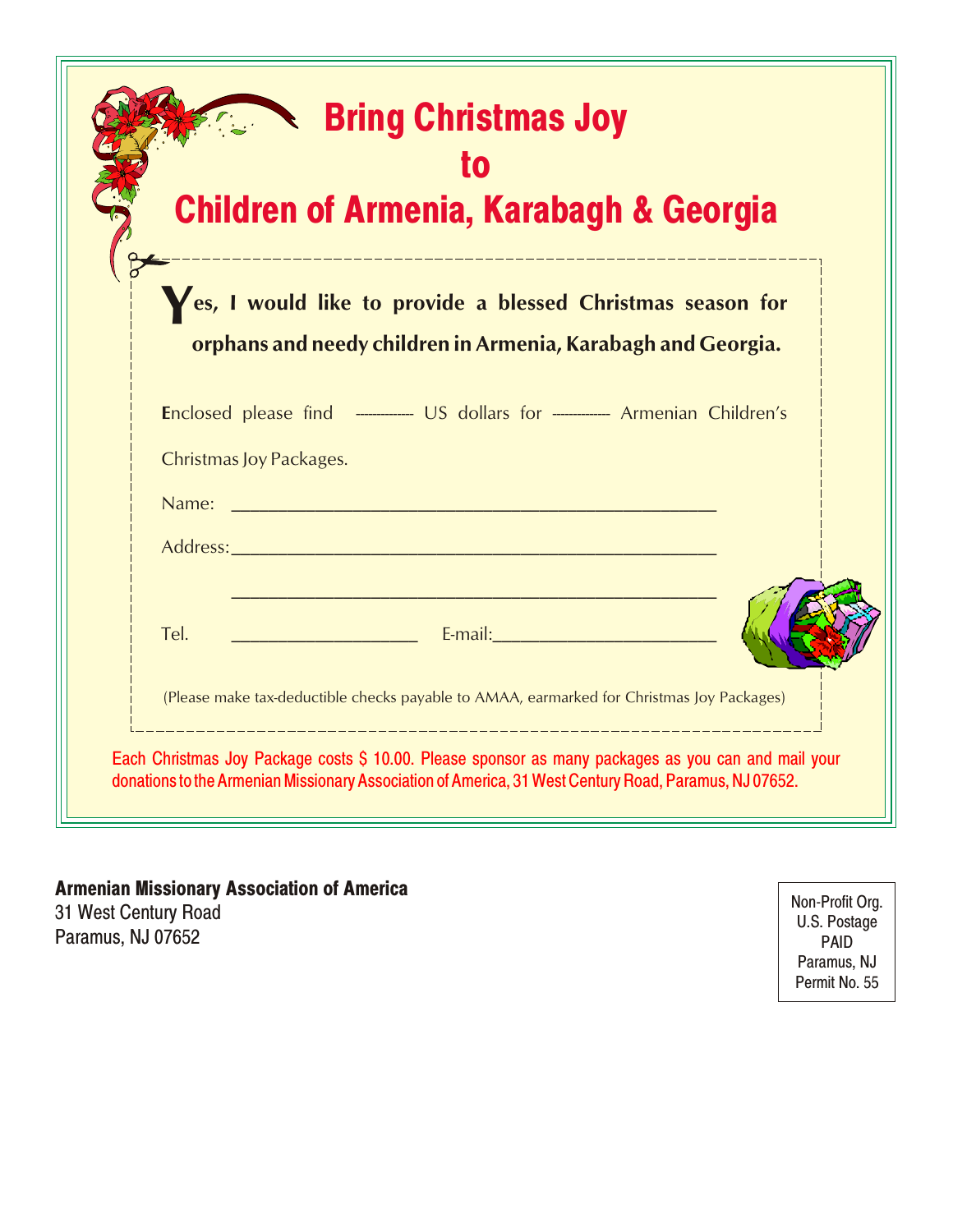# Bring Christmas Joy to Children of Armenia, Karabagh & Georgia

**Yes, I would like to provide a blessed Christmas season for orphans and needy children in Armenia, Karabagh and Georgia.**

Enclosed please find ------------ US dollars for ------------ Armenian Children's Christmas Joy Packages.

Name: ______________________________________________

Address: ______________________________________________

______________________________________________

Tel. ____________________ E-mail: ______________________

(Please make tax-deductible checks payable to AMAA, earmarked for Christmas Joy Packages)

Each Christmas Joy Package costs $ 10.00. Please sponsor as many packages as you can and mail your donations to the Armenian Missionary Association of America, 31 West Century Road, Paramus, NJ 07652.

**Armenian Missionary Association of America**
31 West Century Road
Paramus, NJ 07652

Non-Profit Org.
U.S. Postage
PAID
Paramus, NJ
Permit No. 55